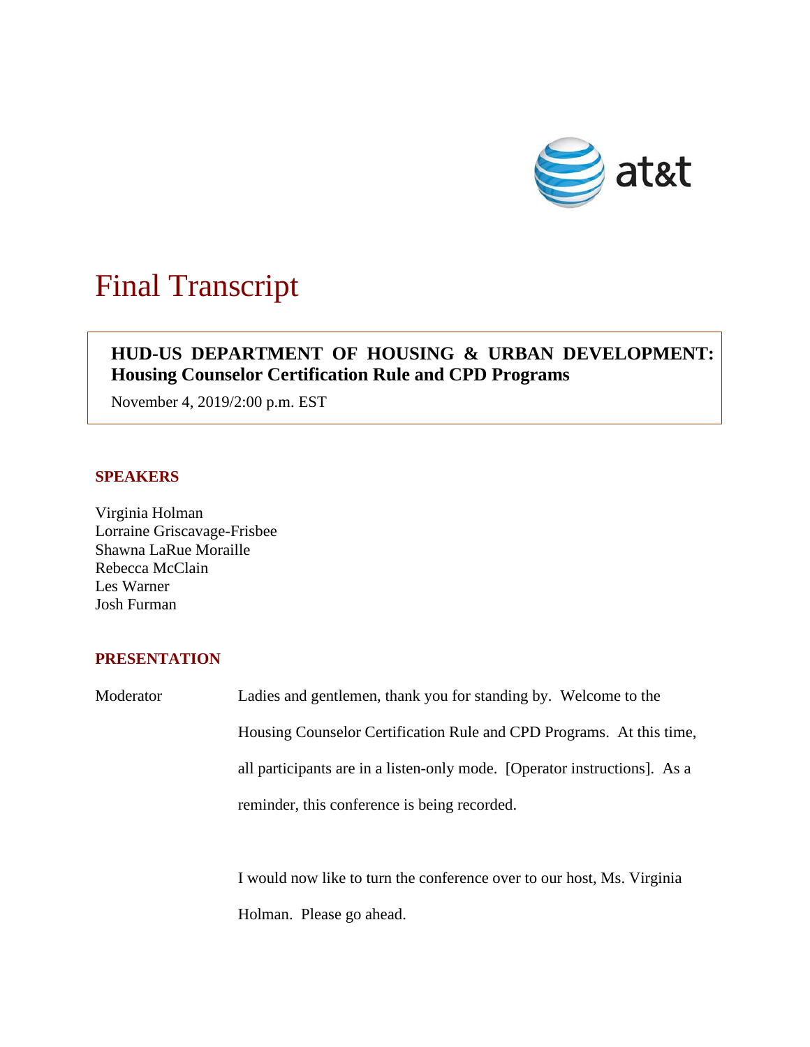# Final Transcript

**HUD-US DEPARTMENT OF HOUSING & URBAN DEVELOPMENT: Housing Counselor Certification Rule and CPD Programs**

November 4, 2019/2:00 p.m. EST

## SPEAKERS

Virginia Holman
Lorraine Griscavage-Frisbee
Shawna LaRue Moraille
Rebecca McClain
Les Warner
Josh Furman

## PRESENTATION

Moderator: Ladies and gentlemen, thank you for standing by. Welcome to the Housing Counselor Certification Rule and CPD Programs. At this time, all participants are in a listen-only mode. [Operator instructions]. As a reminder, this conference is being recorded.

I would now like to turn the conference over to our host, Ms. Virginia Holman. Please go ahead.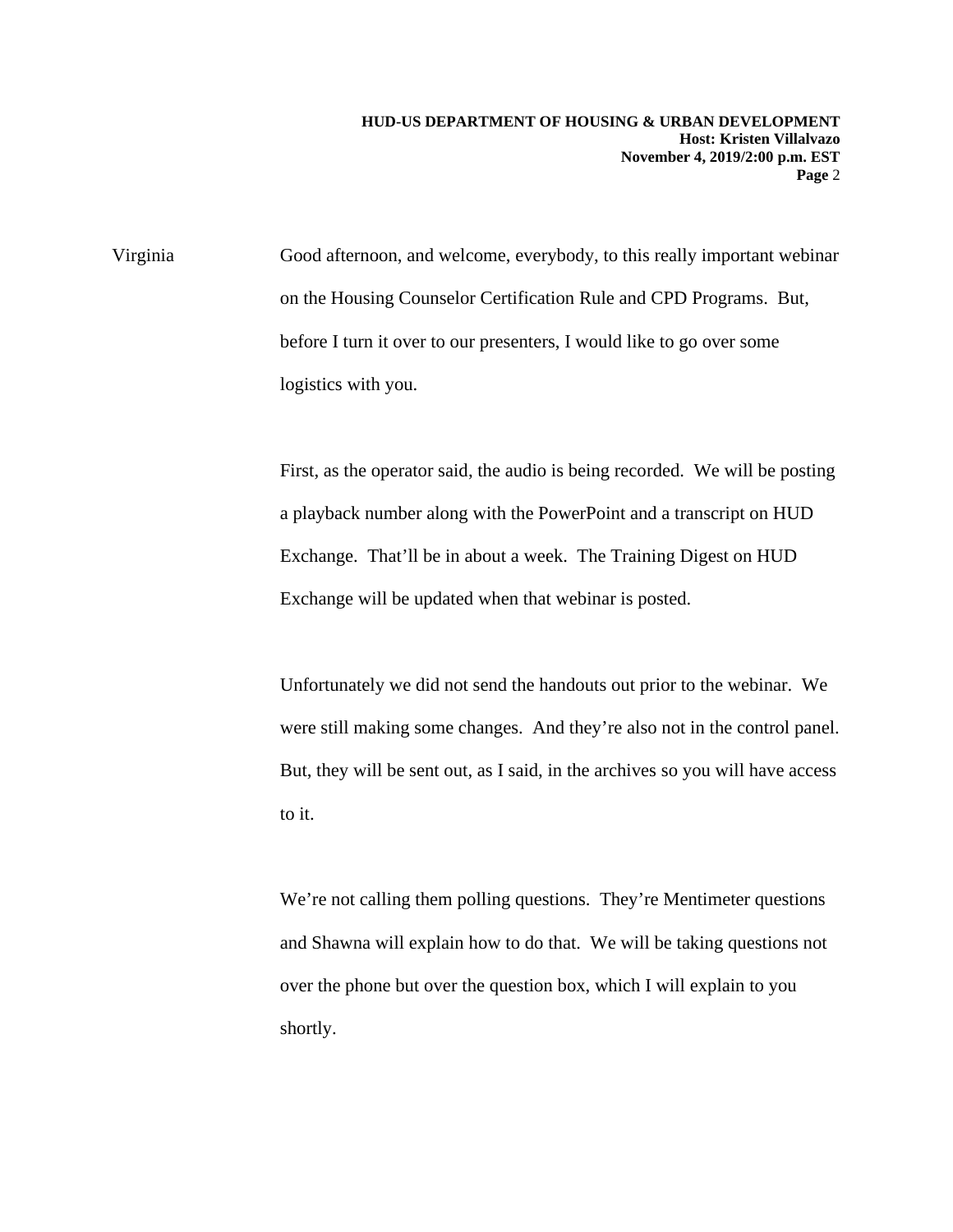Virginia Good afternoon, and welcome, everybody, to this really important webinar on the Housing Counselor Certification Rule and CPD Programs. But, before I turn it over to our presenters, I would like to go over some logistics with you.

First, as the operator said, the audio is being recorded. We will be posting a playback number along with the PowerPoint and a transcript on HUD Exchange. That'll be in about a week. The Training Digest on HUD Exchange will be updated when that webinar is posted.

Unfortunately we did not send the handouts out prior to the webinar. We were still making some changes. And they're also not in the control panel. But, they will be sent out, as I said, in the archives so you will have access to it.

We're not calling them polling questions. They're Mentimeter questions and Shawna will explain how to do that. We will be taking questions not over the phone but over the question box, which I will explain to you shortly.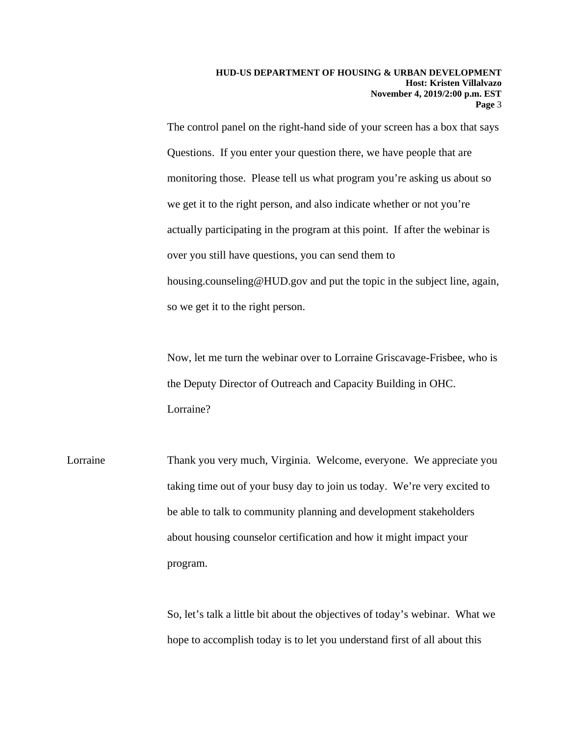The control panel on the right-hand side of your screen has a box that says Questions. If you enter your question there, we have people that are monitoring those. Please tell us what program you're asking us about so we get it to the right person, and also indicate whether or not you're actually participating in the program at this point. If after the webinar is over you still have questions, you can send them to housing.counseling@HUD.gov and put the topic in the subject line, again, so we get it to the right person.

Now, let me turn the webinar over to Lorraine Griscavage-Frisbee, who is the Deputy Director of Outreach and Capacity Building in OHC. Lorraine?

Lorraine: Thank you very much, Virginia. Welcome, everyone. We appreciate you taking time out of your busy day to join us today. We're very excited to be able to talk to community planning and development stakeholders about housing counselor certification and how it might impact your program.

So, let's talk a little bit about the objectives of today's webinar. What we hope to accomplish today is to let you understand first of all about this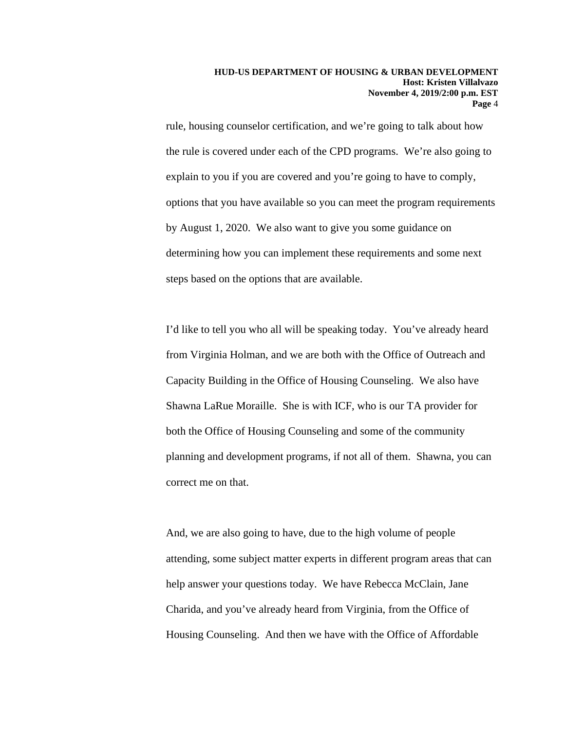rule, housing counselor certification, and we're going to talk about how the rule is covered under each of the CPD programs. We're also going to explain to you if you are covered and you're going to have to comply, options that you have available so you can meet the program requirements by August 1, 2020. We also want to give you some guidance on determining how you can implement these requirements and some next steps based on the options that are available.

I'd like to tell you who all will be speaking today. You've already heard from Virginia Holman, and we are both with the Office of Outreach and Capacity Building in the Office of Housing Counseling. We also have Shawna LaRue Moraille. She is with ICF, who is our TA provider for both the Office of Housing Counseling and some of the community planning and development programs, if not all of them. Shawna, you can correct me on that.

And, we are also going to have, due to the high volume of people attending, some subject matter experts in different program areas that can help answer your questions today. We have Rebecca McClain, Jane Charida, and you've already heard from Virginia, from the Office of Housing Counseling. And then we have with the Office of Affordable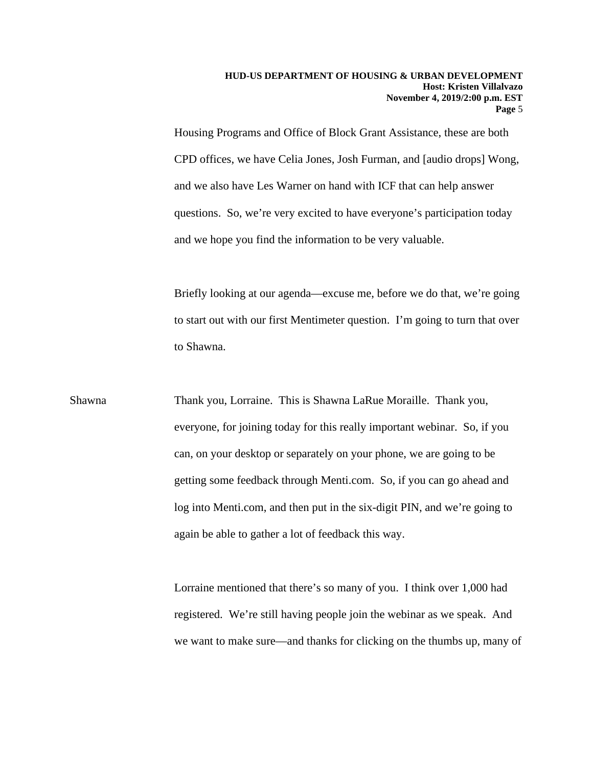Housing Programs and Office of Block Grant Assistance, these are both CPD offices, we have Celia Jones, Josh Furman, and [audio drops] Wong, and we also have Les Warner on hand with ICF that can help answer questions. So, we're very excited to have everyone's participation today and we hope you find the information to be very valuable.

Briefly looking at our agenda—excuse me, before we do that, we're going to start out with our first Mentimeter question. I'm going to turn that over to Shawna.

Shawna: Thank you, Lorraine. This is Shawna LaRue Moraille. Thank you, everyone, for joining today for this really important webinar. So, if you can, on your desktop or separately on your phone, we are going to be getting some feedback through Menti.com. So, if you can go ahead and log into Menti.com, and then put in the six-digit PIN, and we're going to again be able to gather a lot of feedback this way.

Lorraine mentioned that there's so many of you. I think over 1,000 had registered. We're still having people join the webinar as we speak. And we want to make sure—and thanks for clicking on the thumbs up, many of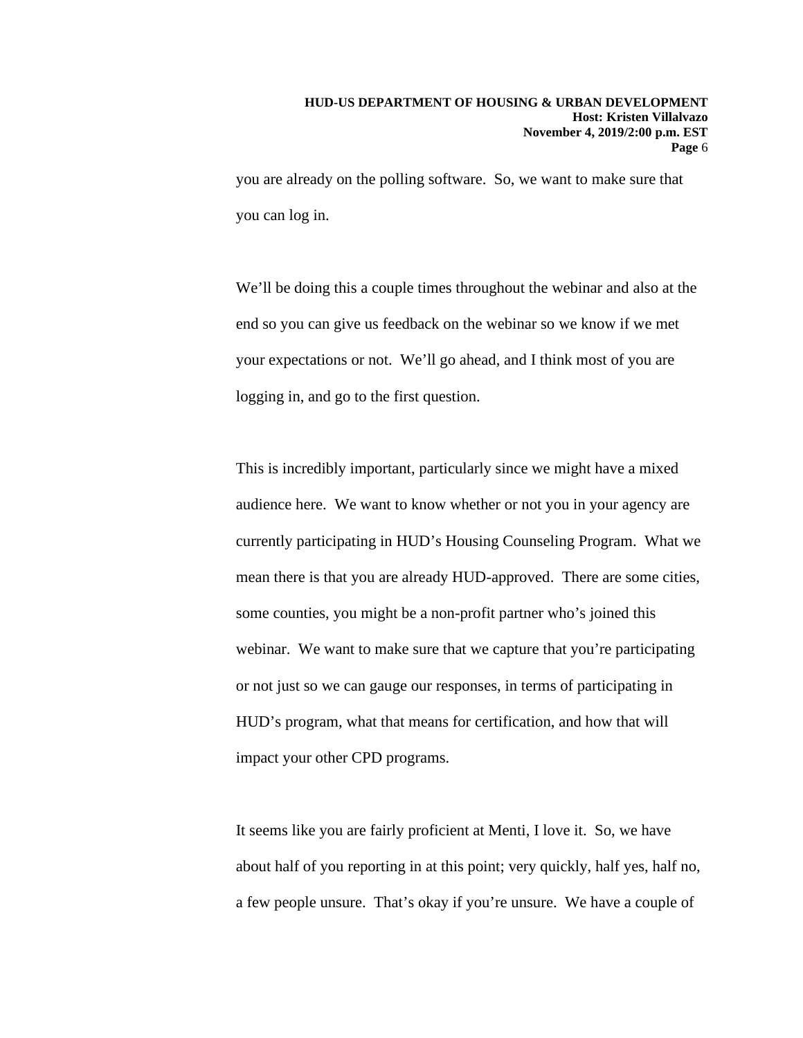you are already on the polling software. So, we want to make sure that you can log in.

We'll be doing this a couple times throughout the webinar and also at the end so you can give us feedback on the webinar so we know if we met your expectations or not. We'll go ahead, and I think most of you are logging in, and go to the first question.

This is incredibly important, particularly since we might have a mixed audience here. We want to know whether or not you in your agency are currently participating in HUD's Housing Counseling Program. What we mean there is that you are already HUD-approved. There are some cities, some counties, you might be a non-profit partner who's joined this webinar. We want to make sure that we capture that you're participating or not just so we can gauge our responses, in terms of participating in HUD's program, what that means for certification, and how that will impact your other CPD programs.

It seems like you are fairly proficient at Menti, I love it. So, we have about half of you reporting in at this point; very quickly, half yes, half no, a few people unsure. That's okay if you're unsure. We have a couple of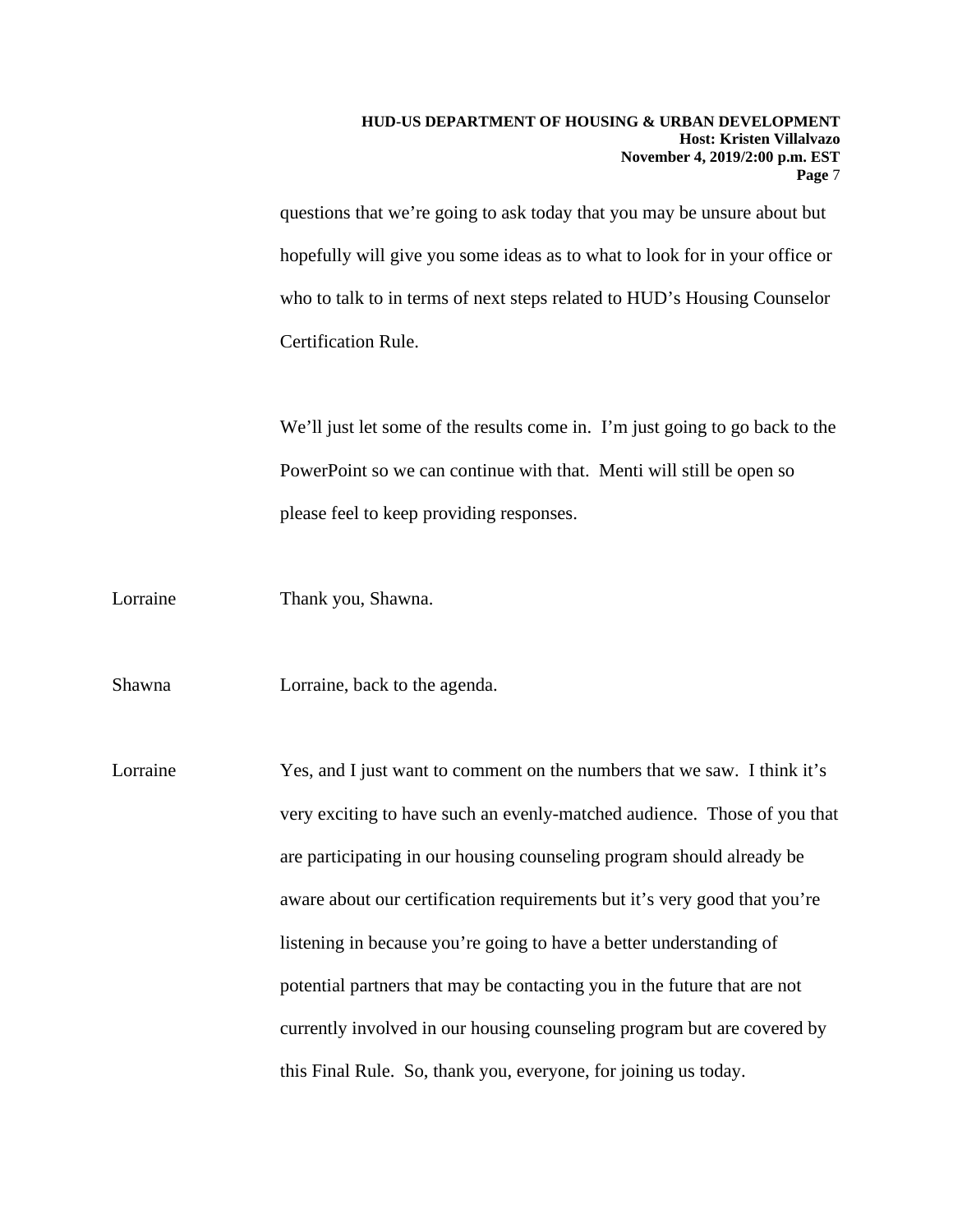questions that we're going to ask today that you may be unsure about but hopefully will give you some ideas as to what to look for in your office or who to talk to in terms of next steps related to HUD's Housing Counselor Certification Rule.

We'll just let some of the results come in. I'm just going to go back to the PowerPoint so we can continue with that. Menti will still be open so please feel to keep providing responses.

Lorraine Thank you, Shawna.

Shawna Lorraine, back to the agenda.

Lorraine Yes, and I just want to comment on the numbers that we saw. I think it's very exciting to have such an evenly-matched audience. Those of you that are participating in our housing counseling program should already be aware about our certification requirements but it's very good that you're listening in because you're going to have a better understanding of potential partners that may be contacting you in the future that are not currently involved in our housing counseling program but are covered by this Final Rule. So, thank you, everyone, for joining us today.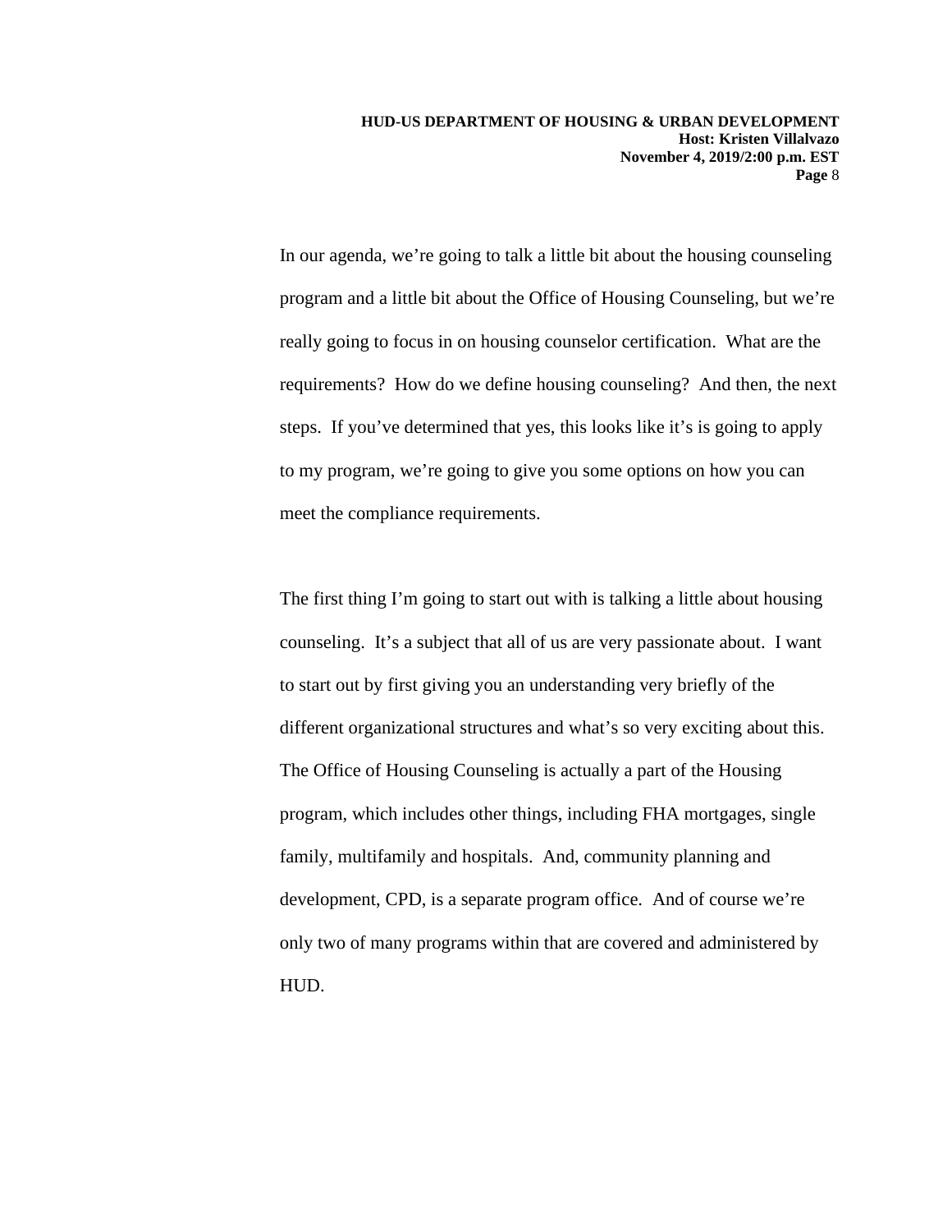In our agenda, we're going to talk a little bit about the housing counseling program and a little bit about the Office of Housing Counseling, but we're really going to focus in on housing counselor certification. What are the requirements? How do we define housing counseling? And then, the next steps. If you've determined that yes, this looks like it's is going to apply to my program, we're going to give you some options on how you can meet the compliance requirements.

The first thing I'm going to start out with is talking a little about housing counseling. It's a subject that all of us are very passionate about. I want to start out by first giving you an understanding very briefly of the different organizational structures and what's so very exciting about this. The Office of Housing Counseling is actually a part of the Housing program, which includes other things, including FHA mortgages, single family, multifamily and hospitals. And, community planning and development, CPD, is a separate program office. And of course we're only two of many programs within that are covered and administered by HUD.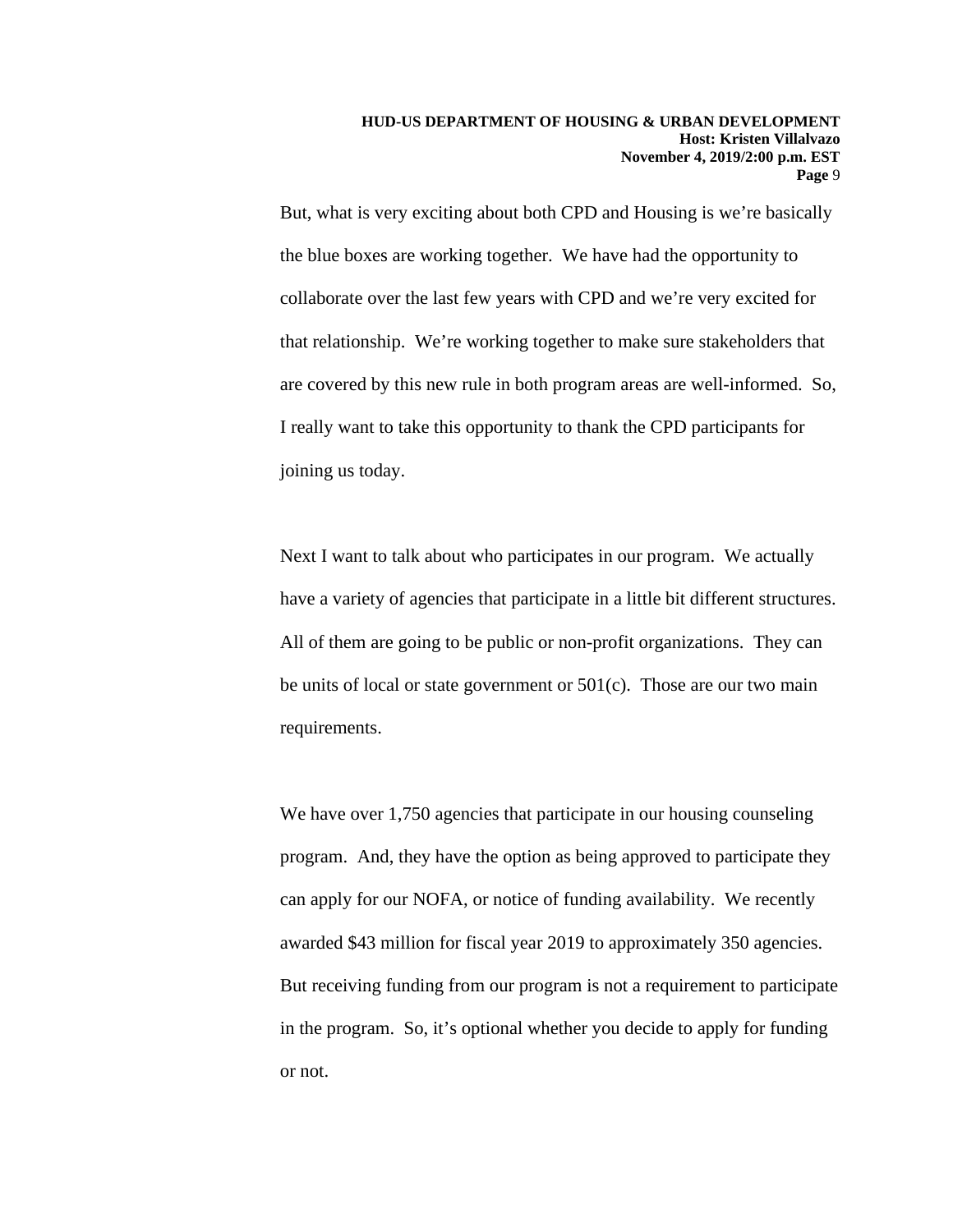But, what is very exciting about both CPD and Housing is we're basically the blue boxes are working together. We have had the opportunity to collaborate over the last few years with CPD and we're very excited for that relationship. We're working together to make sure stakeholders that are covered by this new rule in both program areas are well-informed. So, I really want to take this opportunity to thank the CPD participants for joining us today.

Next I want to talk about who participates in our program. We actually have a variety of agencies that participate in a little bit different structures. All of them are going to be public or non-profit organizations. They can be units of local or state government or 501(c). Those are our two main requirements.

We have over 1,750 agencies that participate in our housing counseling program. And, they have the option as being approved to participate they can apply for our NOFA, or notice of funding availability. We recently awarded $43 million for fiscal year 2019 to approximately 350 agencies. But receiving funding from our program is not a requirement to participate in the program. So, it's optional whether you decide to apply for funding or not.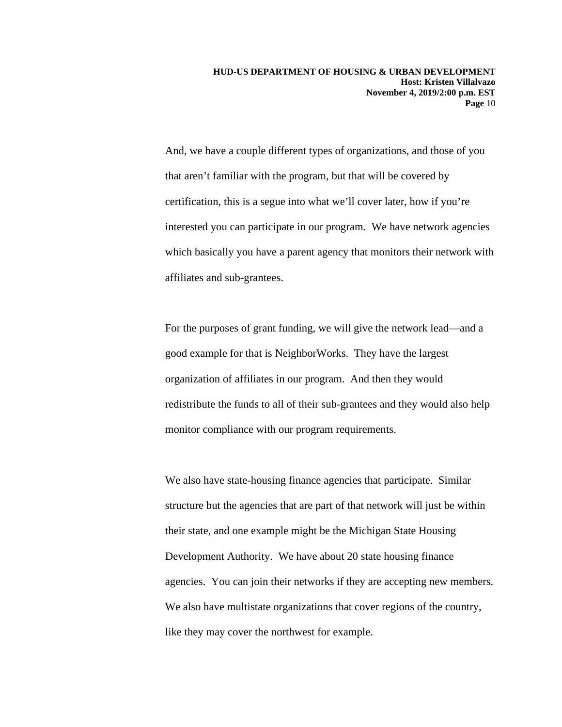And, we have a couple different types of organizations, and those of you that aren't familiar with the program, but that will be covered by certification, this is a segue into what we'll cover later, how if you're interested you can participate in our program. We have network agencies which basically you have a parent agency that monitors their network with affiliates and sub-grantees.

For the purposes of grant funding, we will give the network lead—and a good example for that is NeighborWorks. They have the largest organization of affiliates in our program. And then they would redistribute the funds to all of their sub-grantees and they would also help monitor compliance with our program requirements.

We also have state-housing finance agencies that participate. Similar structure but the agencies that are part of that network will just be within their state, and one example might be the Michigan State Housing Development Authority. We have about 20 state housing finance agencies. You can join their networks if they are accepting new members. We also have multistate organizations that cover regions of the country, like they may cover the northwest for example.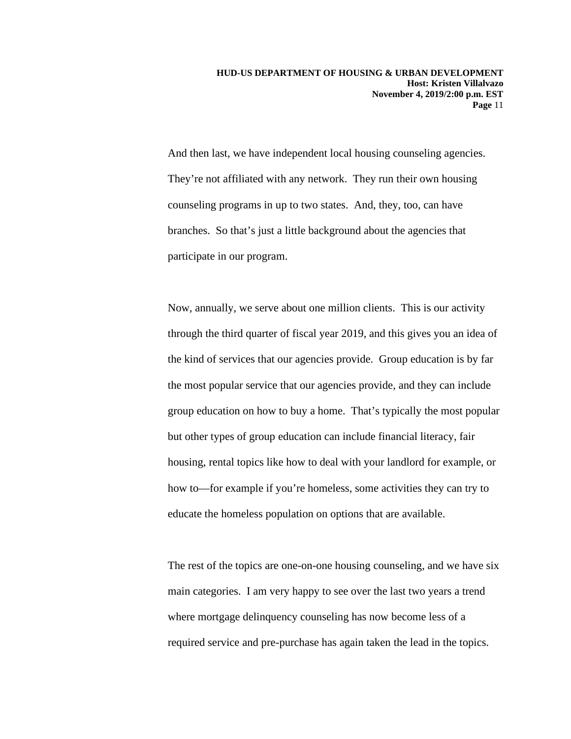And then last, we have independent local housing counseling agencies. They're not affiliated with any network. They run their own housing counseling programs in up to two states. And, they, too, can have branches. So that's just a little background about the agencies that participate in our program.

Now, annually, we serve about one million clients. This is our activity through the third quarter of fiscal year 2019, and this gives you an idea of the kind of services that our agencies provide. Group education is by far the most popular service that our agencies provide, and they can include group education on how to buy a home. That's typically the most popular but other types of group education can include financial literacy, fair housing, rental topics like how to deal with your landlord for example, or how to—for example if you're homeless, some activities they can try to educate the homeless population on options that are available.

The rest of the topics are one-on-one housing counseling, and we have six main categories. I am very happy to see over the last two years a trend where mortgage delinquency counseling has now become less of a required service and pre-purchase has again taken the lead in the topics.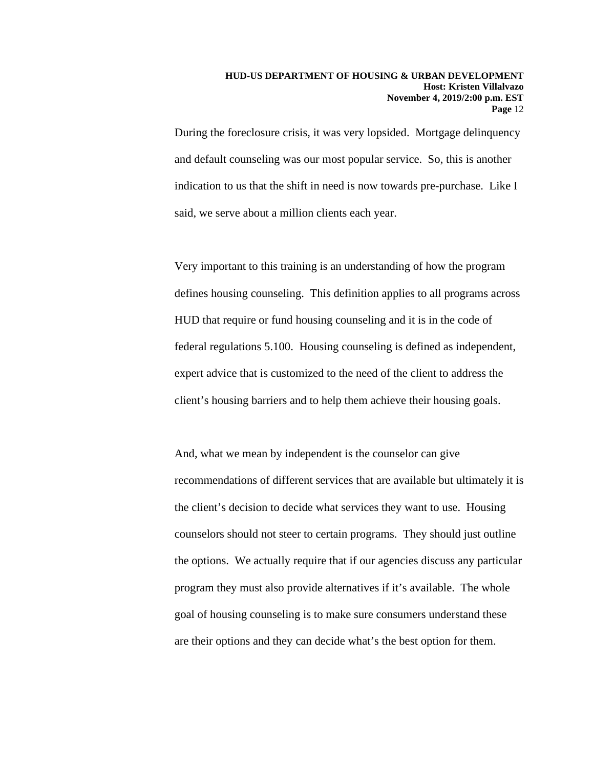During the foreclosure crisis, it was very lopsided. Mortgage delinquency and default counseling was our most popular service. So, this is another indication to us that the shift in need is now towards pre-purchase. Like I said, we serve about a million clients each year.

Very important to this training is an understanding of how the program defines housing counseling. This definition applies to all programs across HUD that require or fund housing counseling and it is in the code of federal regulations 5.100. Housing counseling is defined as independent, expert advice that is customized to the need of the client to address the client's housing barriers and to help them achieve their housing goals.

And, what we mean by independent is the counselor can give recommendations of different services that are available but ultimately it is the client's decision to decide what services they want to use. Housing counselors should not steer to certain programs. They should just outline the options. We actually require that if our agencies discuss any particular program they must also provide alternatives if it's available. The whole goal of housing counseling is to make sure consumers understand these are their options and they can decide what's the best option for them.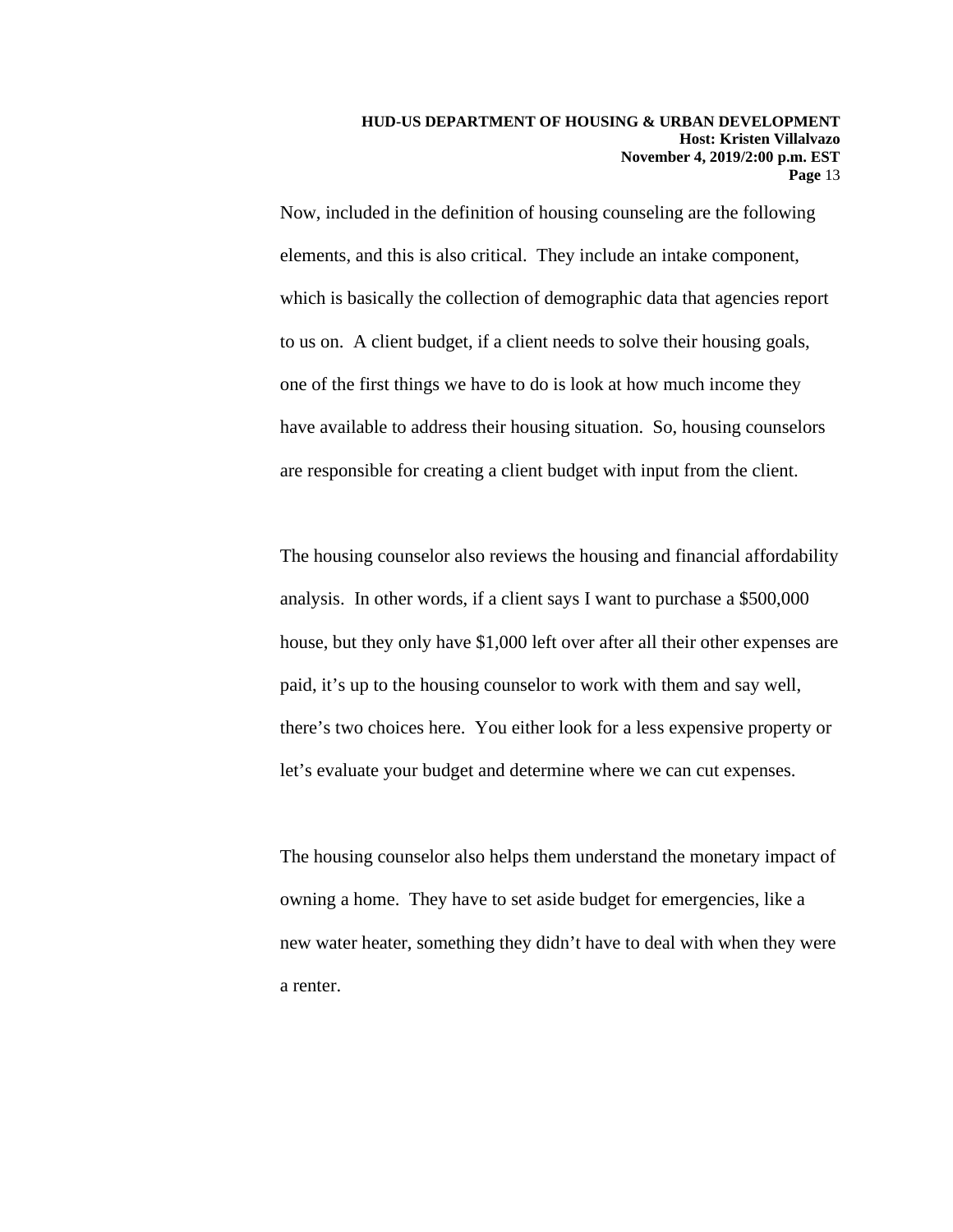Now, included in the definition of housing counseling are the following elements, and this is also critical. They include an intake component, which is basically the collection of demographic data that agencies report to us on. A client budget, if a client needs to solve their housing goals, one of the first things we have to do is look at how much income they have available to address their housing situation. So, housing counselors are responsible for creating a client budget with input from the client.

The housing counselor also reviews the housing and financial affordability analysis. In other words, if a client says I want to purchase a $500,000 house, but they only have $1,000 left over after all their other expenses are paid, it's up to the housing counselor to work with them and say well, there's two choices here. You either look for a less expensive property or let's evaluate your budget and determine where we can cut expenses.

The housing counselor also helps them understand the monetary impact of owning a home. They have to set aside budget for emergencies, like a new water heater, something they didn't have to deal with when they were a renter.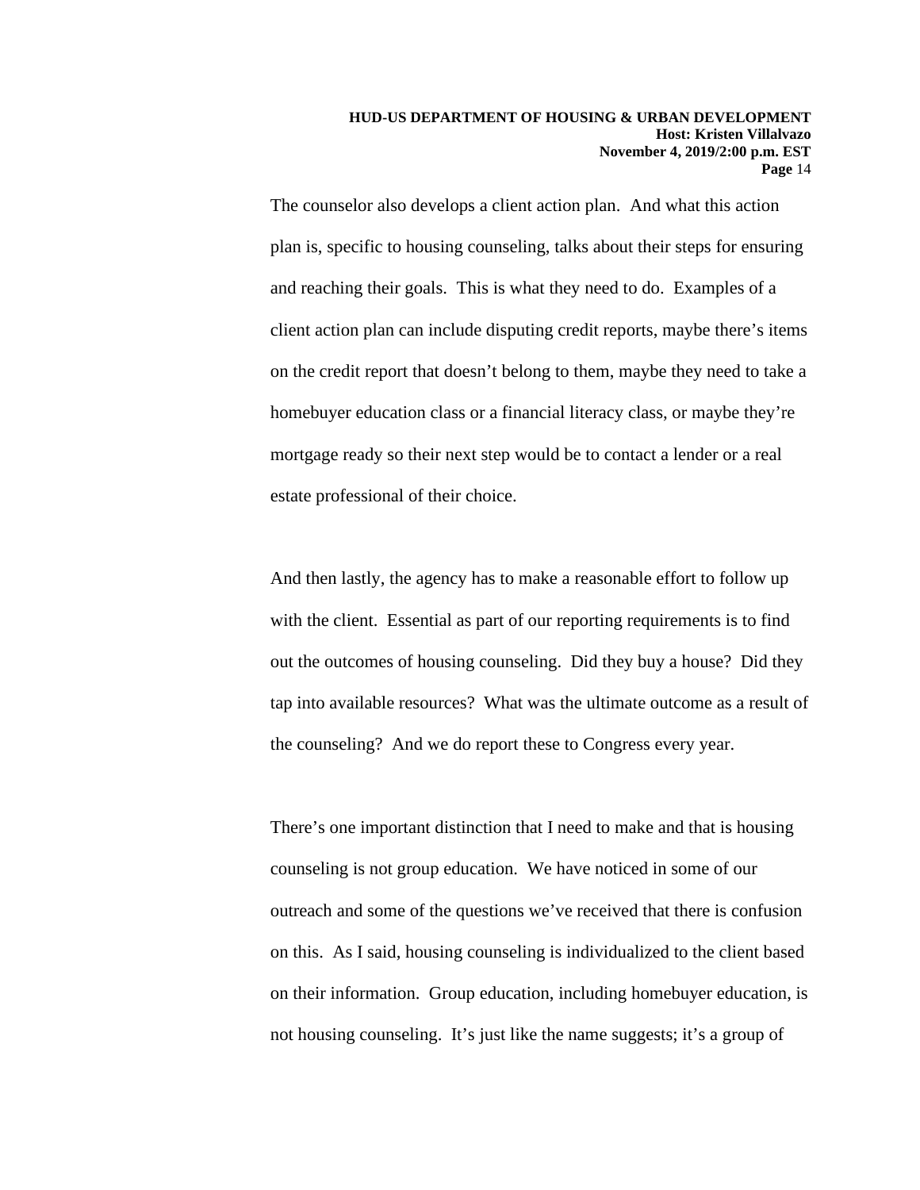The counselor also develops a client action plan. And what this action plan is, specific to housing counseling, talks about their steps for ensuring and reaching their goals. This is what they need to do. Examples of a client action plan can include disputing credit reports, maybe there's items on the credit report that doesn't belong to them, maybe they need to take a homebuyer education class or a financial literacy class, or maybe they're mortgage ready so their next step would be to contact a lender or a real estate professional of their choice.

And then lastly, the agency has to make a reasonable effort to follow up with the client. Essential as part of our reporting requirements is to find out the outcomes of housing counseling. Did they buy a house? Did they tap into available resources? What was the ultimate outcome as a result of the counseling? And we do report these to Congress every year.

There's one important distinction that I need to make and that is housing counseling is not group education. We have noticed in some of our outreach and some of the questions we've received that there is confusion on this. As I said, housing counseling is individualized to the client based on their information. Group education, including homebuyer education, is not housing counseling. It's just like the name suggests; it's a group of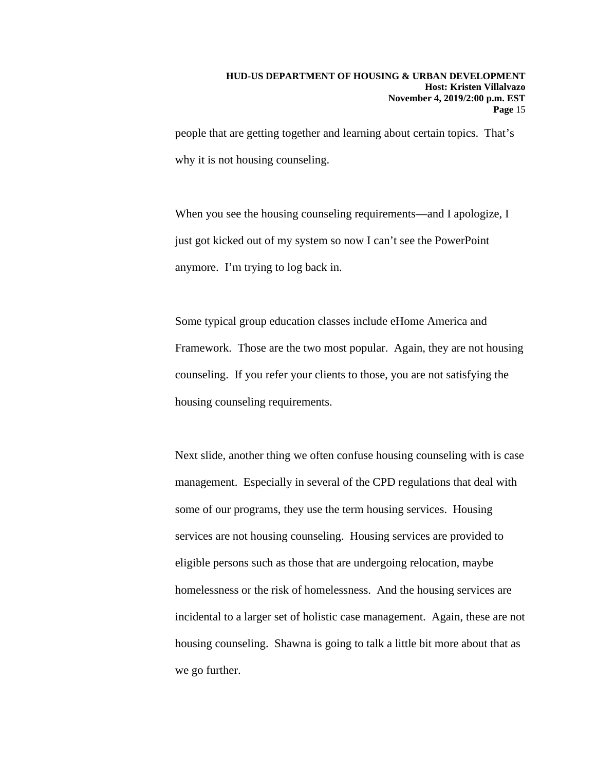people that are getting together and learning about certain topics. That's why it is not housing counseling.

When you see the housing counseling requirements—and I apologize, I just got kicked out of my system so now I can't see the PowerPoint anymore. I'm trying to log back in.

Some typical group education classes include eHome America and Framework. Those are the two most popular. Again, they are not housing counseling. If you refer your clients to those, you are not satisfying the housing counseling requirements.

Next slide, another thing we often confuse housing counseling with is case management. Especially in several of the CPD regulations that deal with some of our programs, they use the term housing services. Housing services are not housing counseling. Housing services are provided to eligible persons such as those that are undergoing relocation, maybe homelessness or the risk of homelessness. And the housing services are incidental to a larger set of holistic case management. Again, these are not housing counseling. Shawna is going to talk a little bit more about that as we go further.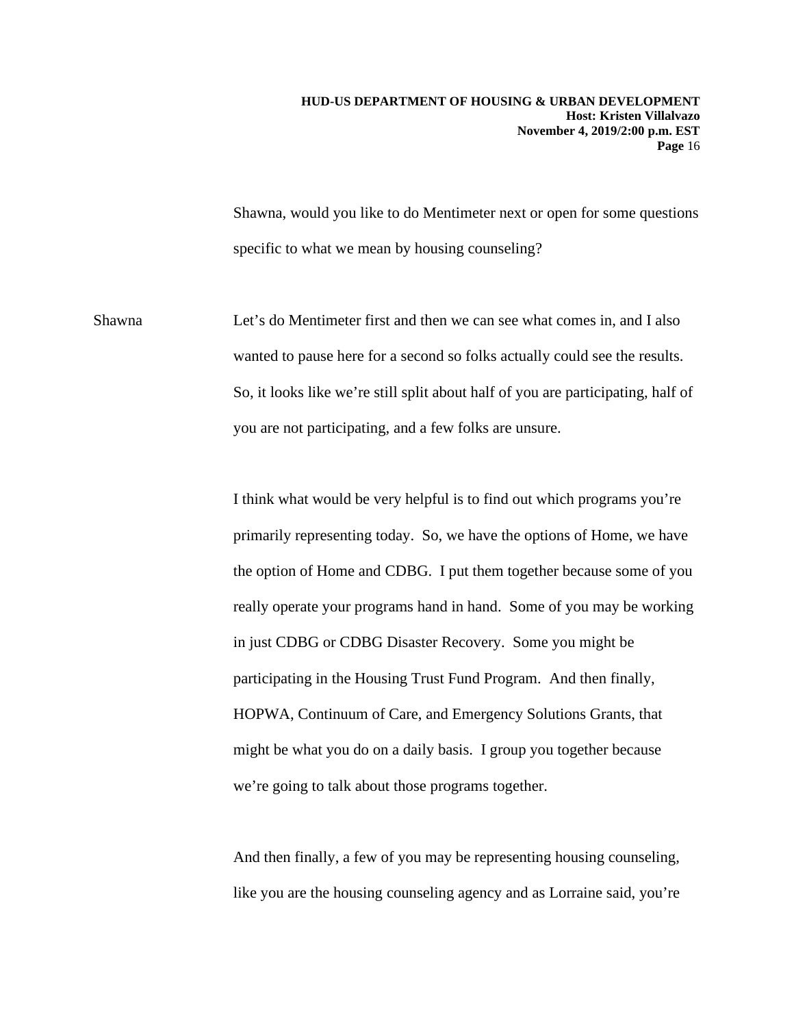Shawna, would you like to do Mentimeter next or open for some questions specific to what we mean by housing counseling?

Shawna Let's do Mentimeter first and then we can see what comes in, and I also wanted to pause here for a second so folks actually could see the results. So, it looks like we're still split about half of you are participating, half of you are not participating, and a few folks are unsure.

I think what would be very helpful is to find out which programs you're primarily representing today. So, we have the options of Home, we have the option of Home and CDBG. I put them together because some of you really operate your programs hand in hand. Some of you may be working in just CDBG or CDBG Disaster Recovery. Some you might be participating in the Housing Trust Fund Program. And then finally, HOPWA, Continuum of Care, and Emergency Solutions Grants, that might be what you do on a daily basis. I group you together because we're going to talk about those programs together.

And then finally, a few of you may be representing housing counseling, like you are the housing counseling agency and as Lorraine said, you're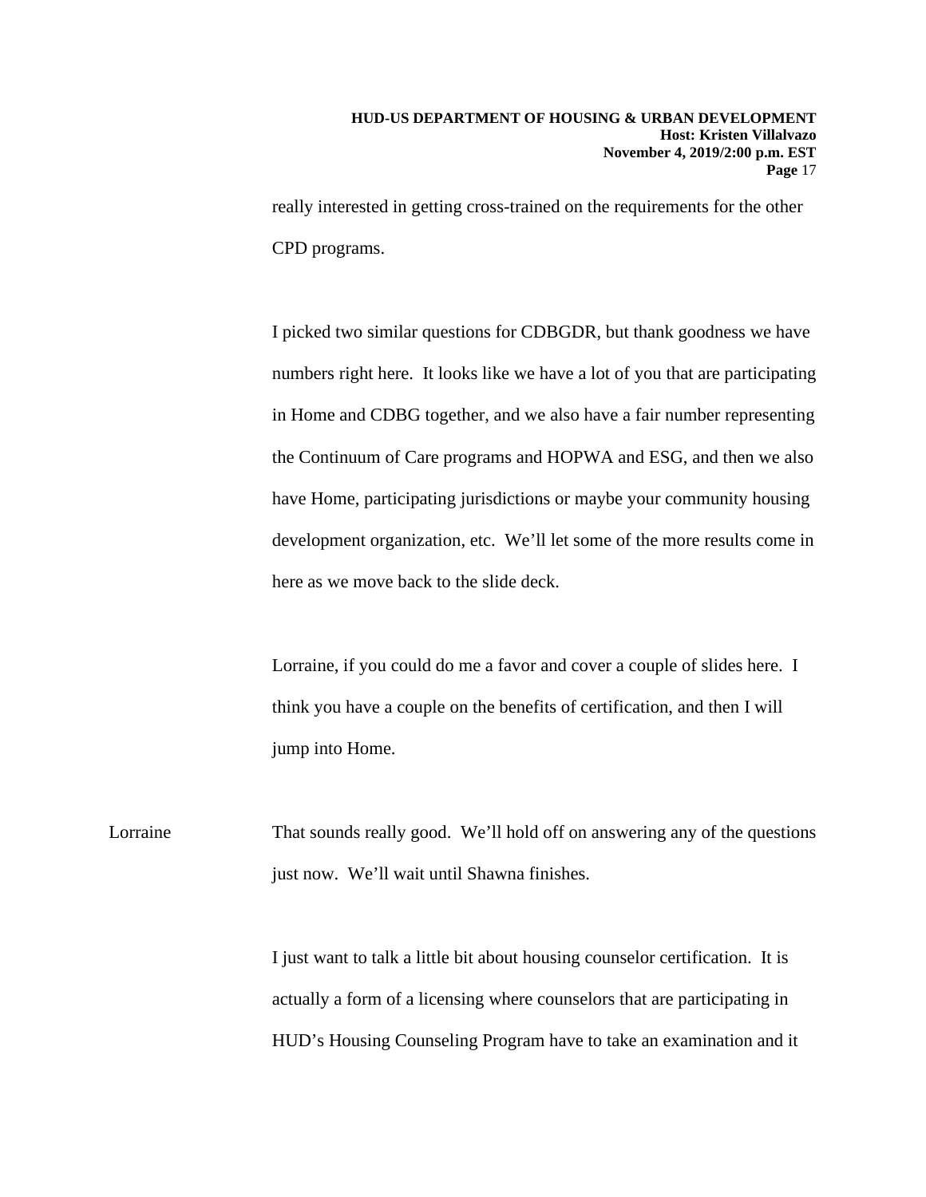really interested in getting cross-trained on the requirements for the other CPD programs.

I picked two similar questions for CDBGDR, but thank goodness we have numbers right here. It looks like we have a lot of you that are participating in Home and CDBG together, and we also have a fair number representing the Continuum of Care programs and HOPWA and ESG, and then we also have Home, participating jurisdictions or maybe your community housing development organization, etc. We'll let some of the more results come in here as we move back to the slide deck.

Lorraine, if you could do me a favor and cover a couple of slides here. I think you have a couple on the benefits of certification, and then I will jump into Home.

Lorraine: That sounds really good. We'll hold off on answering any of the questions just now. We'll wait until Shawna finishes.

I just want to talk a little bit about housing counselor certification. It is actually a form of a licensing where counselors that are participating in HUD's Housing Counseling Program have to take an examination and it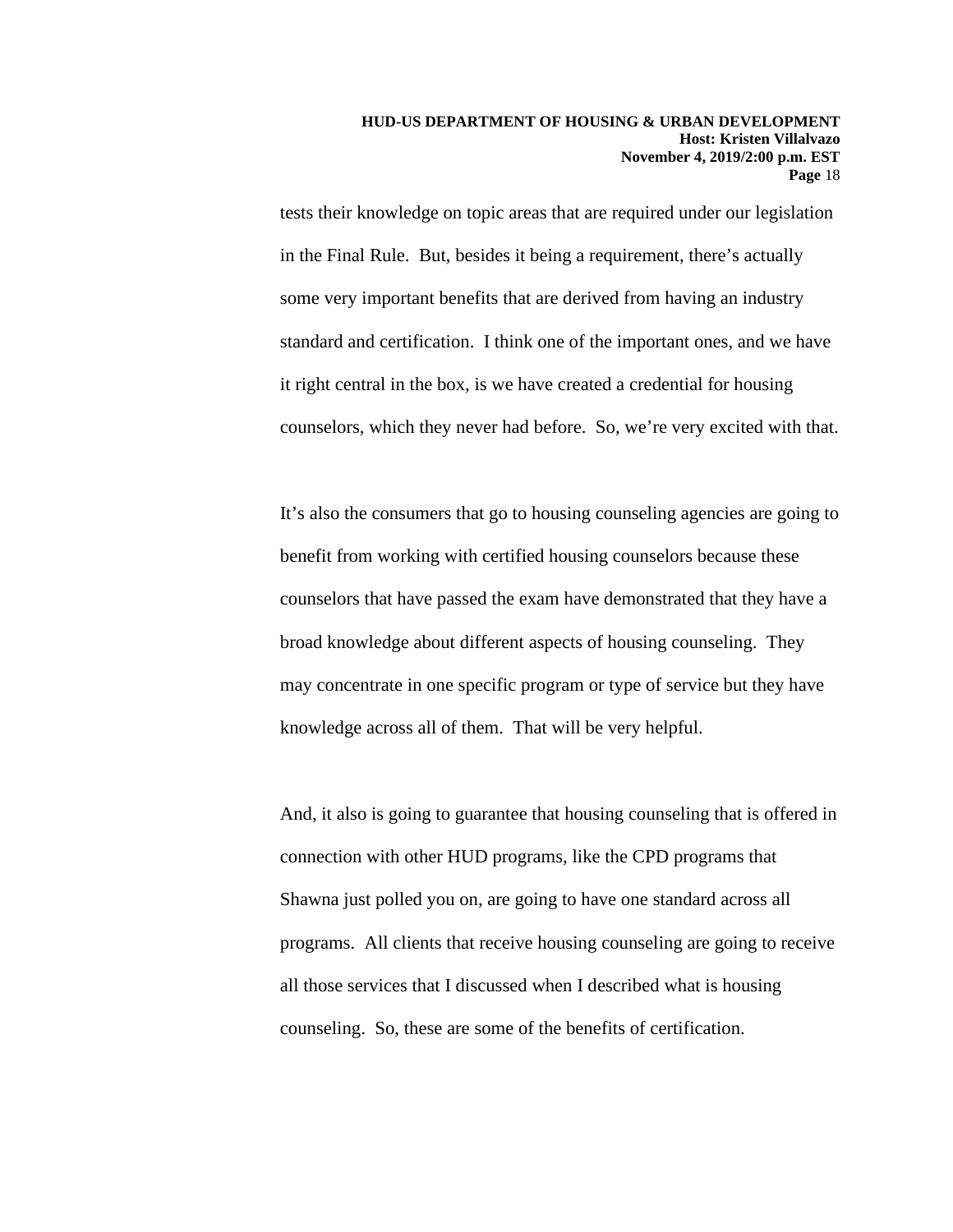tests their knowledge on topic areas that are required under our legislation in the Final Rule. But, besides it being a requirement, there's actually some very important benefits that are derived from having an industry standard and certification. I think one of the important ones, and we have it right central in the box, is we have created a credential for housing counselors, which they never had before. So, we're very excited with that.

It's also the consumers that go to housing counseling agencies are going to benefit from working with certified housing counselors because these counselors that have passed the exam have demonstrated that they have a broad knowledge about different aspects of housing counseling. They may concentrate in one specific program or type of service but they have knowledge across all of them. That will be very helpful.

And, it also is going to guarantee that housing counseling that is offered in connection with other HUD programs, like the CPD programs that Shawna just polled you on, are going to have one standard across all programs. All clients that receive housing counseling are going to receive all those services that I discussed when I described what is housing counseling. So, these are some of the benefits of certification.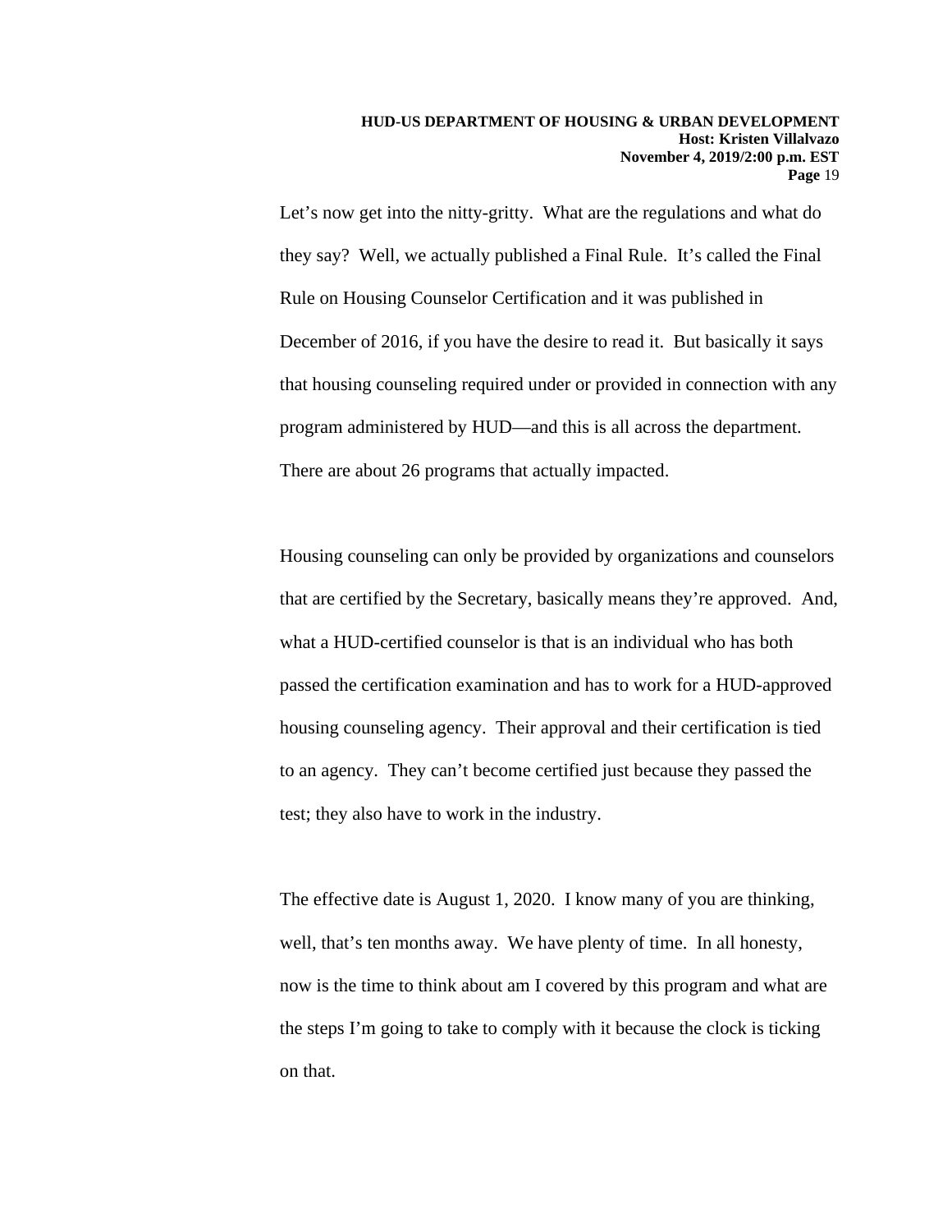Let's now get into the nitty-gritty. What are the regulations and what do they say? Well, we actually published a Final Rule. It's called the Final Rule on Housing Counselor Certification and it was published in December of 2016, if you have the desire to read it. But basically it says that housing counseling required under or provided in connection with any program administered by HUD—and this is all across the department. There are about 26 programs that actually impacted.

Housing counseling can only be provided by organizations and counselors that are certified by the Secretary, basically means they're approved. And, what a HUD-certified counselor is that is an individual who has both passed the certification examination and has to work for a HUD-approved housing counseling agency. Their approval and their certification is tied to an agency. They can't become certified just because they passed the test; they also have to work in the industry.

The effective date is August 1, 2020. I know many of you are thinking, well, that's ten months away. We have plenty of time. In all honesty, now is the time to think about am I covered by this program and what are the steps I'm going to take to comply with it because the clock is ticking on that.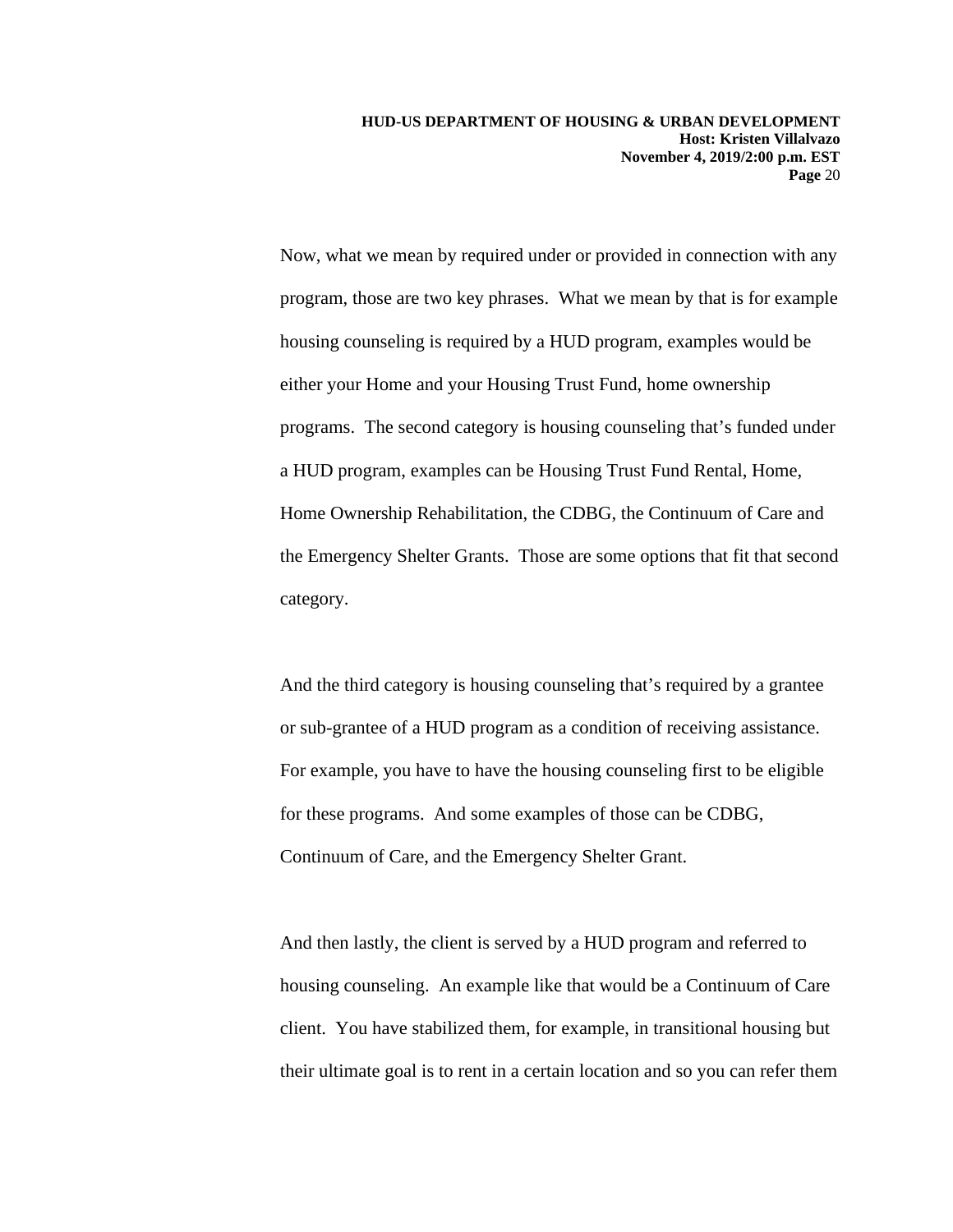Now, what we mean by required under or provided in connection with any program, those are two key phrases. What we mean by that is for example housing counseling is required by a HUD program, examples would be either your Home and your Housing Trust Fund, home ownership programs. The second category is housing counseling that's funded under a HUD program, examples can be Housing Trust Fund Rental, Home, Home Ownership Rehabilitation, the CDBG, the Continuum of Care and the Emergency Shelter Grants. Those are some options that fit that second category.

And the third category is housing counseling that's required by a grantee or sub-grantee of a HUD program as a condition of receiving assistance. For example, you have to have the housing counseling first to be eligible for these programs. And some examples of those can be CDBG, Continuum of Care, and the Emergency Shelter Grant.

And then lastly, the client is served by a HUD program and referred to housing counseling. An example like that would be a Continuum of Care client. You have stabilized them, for example, in transitional housing but their ultimate goal is to rent in a certain location and so you can refer them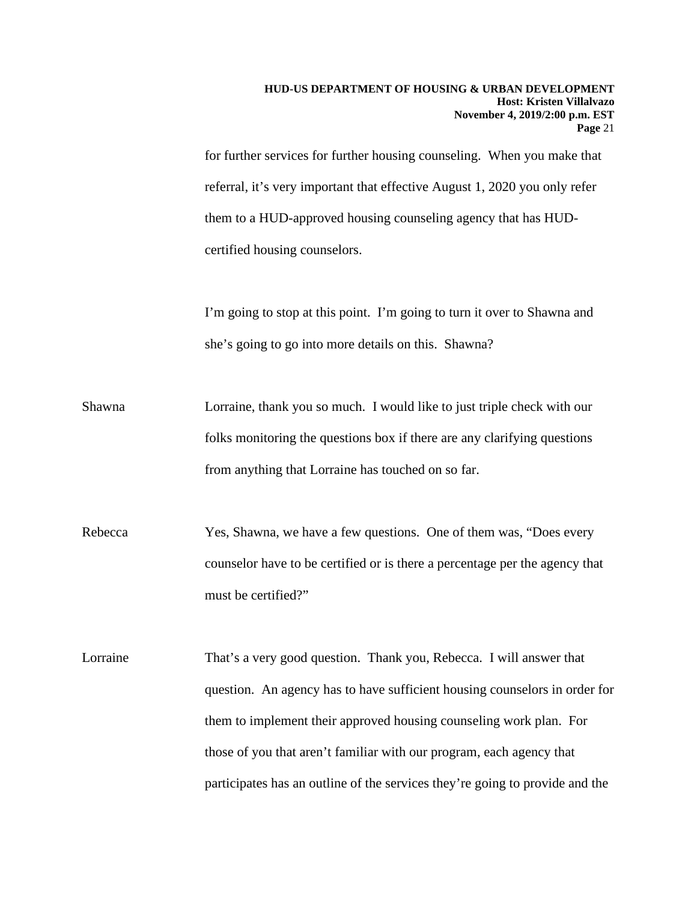for further services for further housing counseling. When you make that referral, it's very important that effective August 1, 2020 you only refer them to a HUD-approved housing counseling agency that has HUD-certified housing counselors.

I'm going to stop at this point. I'm going to turn it over to Shawna and she's going to go into more details on this. Shawna?

Shawna — Lorraine, thank you so much. I would like to just triple check with our folks monitoring the questions box if there are any clarifying questions from anything that Lorraine has touched on so far.

Rebecca — Yes, Shawna, we have a few questions. One of them was, "Does every counselor have to be certified or is there a percentage per the agency that must be certified?"

Lorraine — That's a very good question. Thank you, Rebecca. I will answer that question. An agency has to have sufficient housing counselors in order for them to implement their approved housing counseling work plan. For those of you that aren't familiar with our program, each agency that participates has an outline of the services they're going to provide and the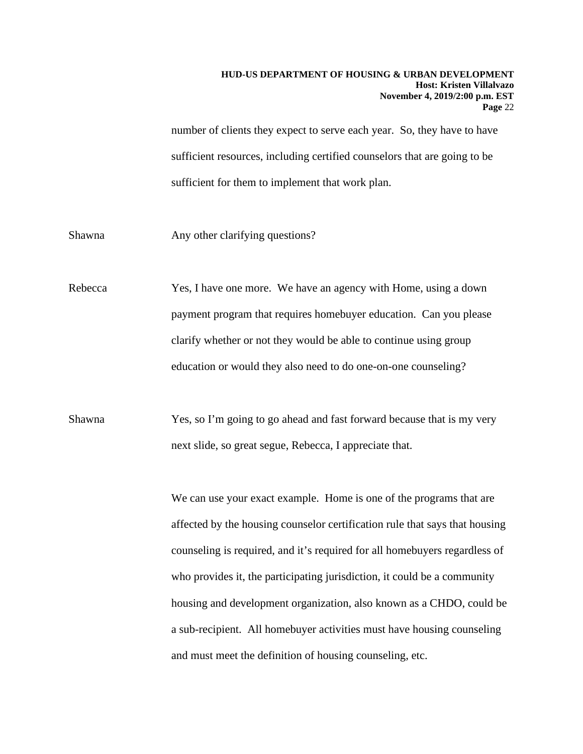number of clients they expect to serve each year. So, they have to have sufficient resources, including certified counselors that are going to be sufficient for them to implement that work plan.

Shawna Any other clarifying questions?

Rebecca Yes, I have one more. We have an agency with Home, using a down payment program that requires homebuyer education. Can you please clarify whether or not they would be able to continue using group education or would they also need to do one-on-one counseling?

Shawna Yes, so I'm going to go ahead and fast forward because that is my very next slide, so great segue, Rebecca, I appreciate that.

We can use your exact example. Home is one of the programs that are affected by the housing counselor certification rule that says that housing counseling is required, and it's required for all homebuyers regardless of who provides it, the participating jurisdiction, it could be a community housing and development organization, also known as a CHDO, could be a sub-recipient. All homebuyer activities must have housing counseling and must meet the definition of housing counseling, etc.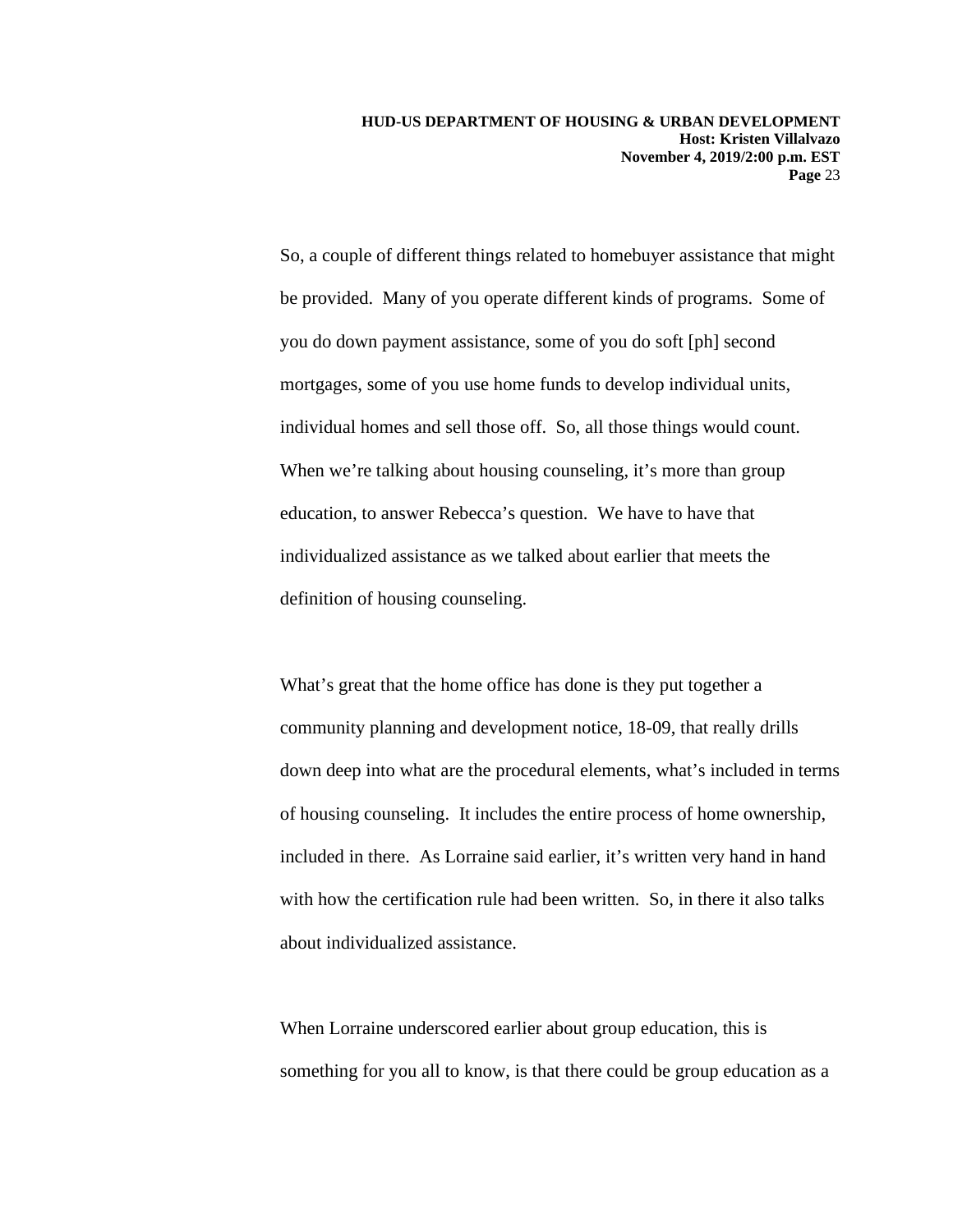So, a couple of different things related to homebuyer assistance that might be provided. Many of you operate different kinds of programs. Some of you do down payment assistance, some of you do soft [ph] second mortgages, some of you use home funds to develop individual units, individual homes and sell those off. So, all those things would count. When we're talking about housing counseling, it's more than group education, to answer Rebecca's question. We have to have that individualized assistance as we talked about earlier that meets the definition of housing counseling.

What's great that the home office has done is they put together a community planning and development notice, 18-09, that really drills down deep into what are the procedural elements, what's included in terms of housing counseling. It includes the entire process of home ownership, included in there. As Lorraine said earlier, it's written very hand in hand with how the certification rule had been written. So, in there it also talks about individualized assistance.

When Lorraine underscored earlier about group education, this is something for you all to know, is that there could be group education as a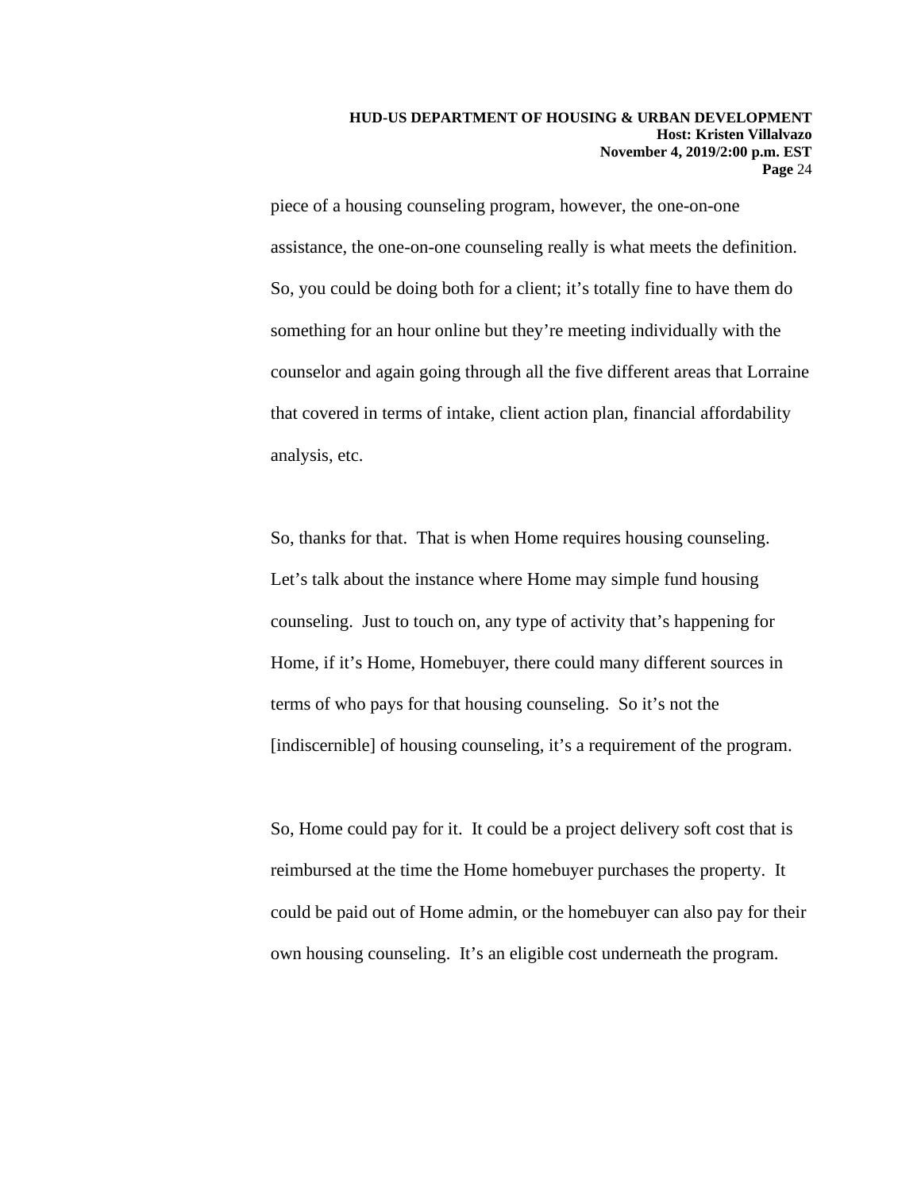piece of a housing counseling program, however, the one-on-one assistance, the one-on-one counseling really is what meets the definition. So, you could be doing both for a client; it's totally fine to have them do something for an hour online but they're meeting individually with the counselor and again going through all the five different areas that Lorraine that covered in terms of intake, client action plan, financial affordability analysis, etc.

So, thanks for that. That is when Home requires housing counseling. Let's talk about the instance where Home may simple fund housing counseling. Just to touch on, any type of activity that's happening for Home, if it's Home, Homebuyer, there could many different sources in terms of who pays for that housing counseling. So it's not the [indiscernible] of housing counseling, it's a requirement of the program.

So, Home could pay for it. It could be a project delivery soft cost that is reimbursed at the time the Home homebuyer purchases the property. It could be paid out of Home admin, or the homebuyer can also pay for their own housing counseling. It's an eligible cost underneath the program.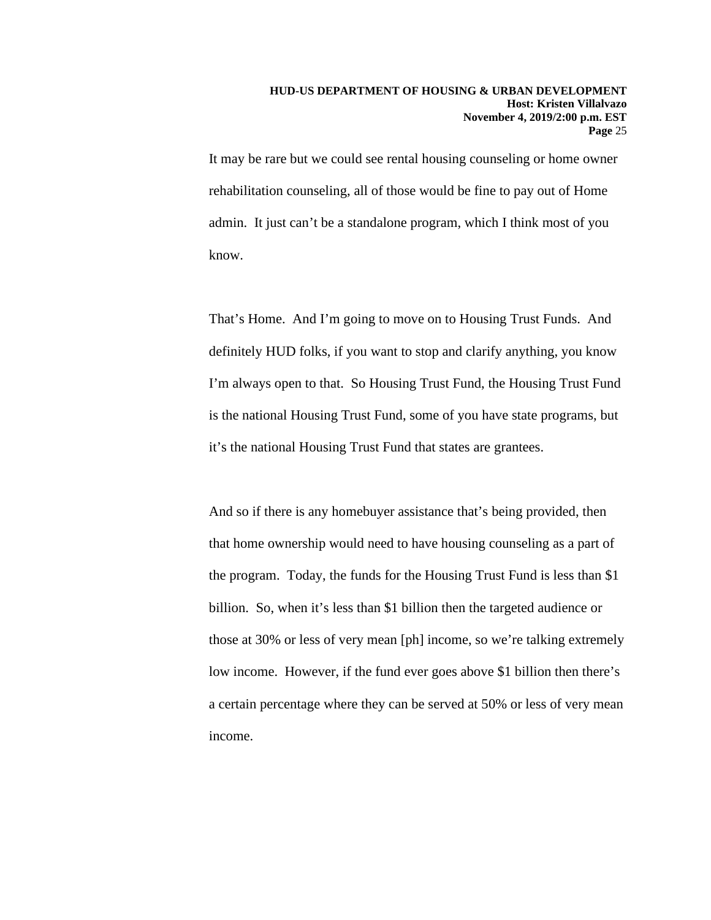It may be rare but we could see rental housing counseling or home owner rehabilitation counseling, all of those would be fine to pay out of Home admin. It just can't be a standalone program, which I think most of you know.

That's Home. And I'm going to move on to Housing Trust Funds. And definitely HUD folks, if you want to stop and clarify anything, you know I'm always open to that. So Housing Trust Fund, the Housing Trust Fund is the national Housing Trust Fund, some of you have state programs, but it's the national Housing Trust Fund that states are grantees.

And so if there is any homebuyer assistance that's being provided, then that home ownership would need to have housing counseling as a part of the program. Today, the funds for the Housing Trust Fund is less than $1 billion. So, when it's less than $1 billion then the targeted audience or those at 30% or less of very mean [ph] income, so we're talking extremely low income. However, if the fund ever goes above $1 billion then there's a certain percentage where they can be served at 50% or less of very mean income.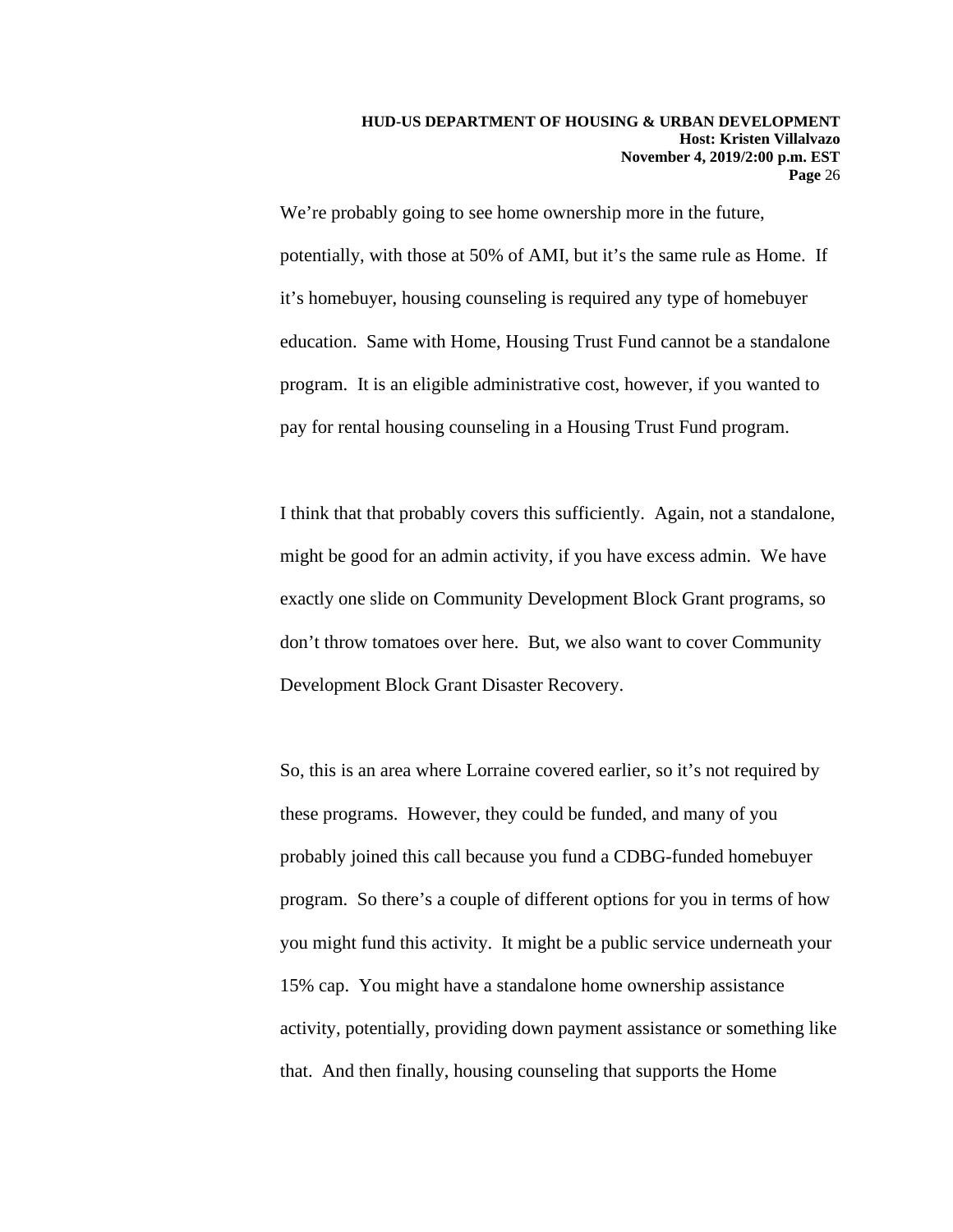We're probably going to see home ownership more in the future, potentially, with those at 50% of AMI, but it's the same rule as Home. If it's homebuyer, housing counseling is required any type of homebuyer education. Same with Home, Housing Trust Fund cannot be a standalone program. It is an eligible administrative cost, however, if you wanted to pay for rental housing counseling in a Housing Trust Fund program.

I think that that probably covers this sufficiently. Again, not a standalone, might be good for an admin activity, if you have excess admin. We have exactly one slide on Community Development Block Grant programs, so don't throw tomatoes over here. But, we also want to cover Community Development Block Grant Disaster Recovery.

So, this is an area where Lorraine covered earlier, so it's not required by these programs. However, they could be funded, and many of you probably joined this call because you fund a CDBG-funded homebuyer program. So there's a couple of different options for you in terms of how you might fund this activity. It might be a public service underneath your 15% cap. You might have a standalone home ownership assistance activity, potentially, providing down payment assistance or something like that. And then finally, housing counseling that supports the Home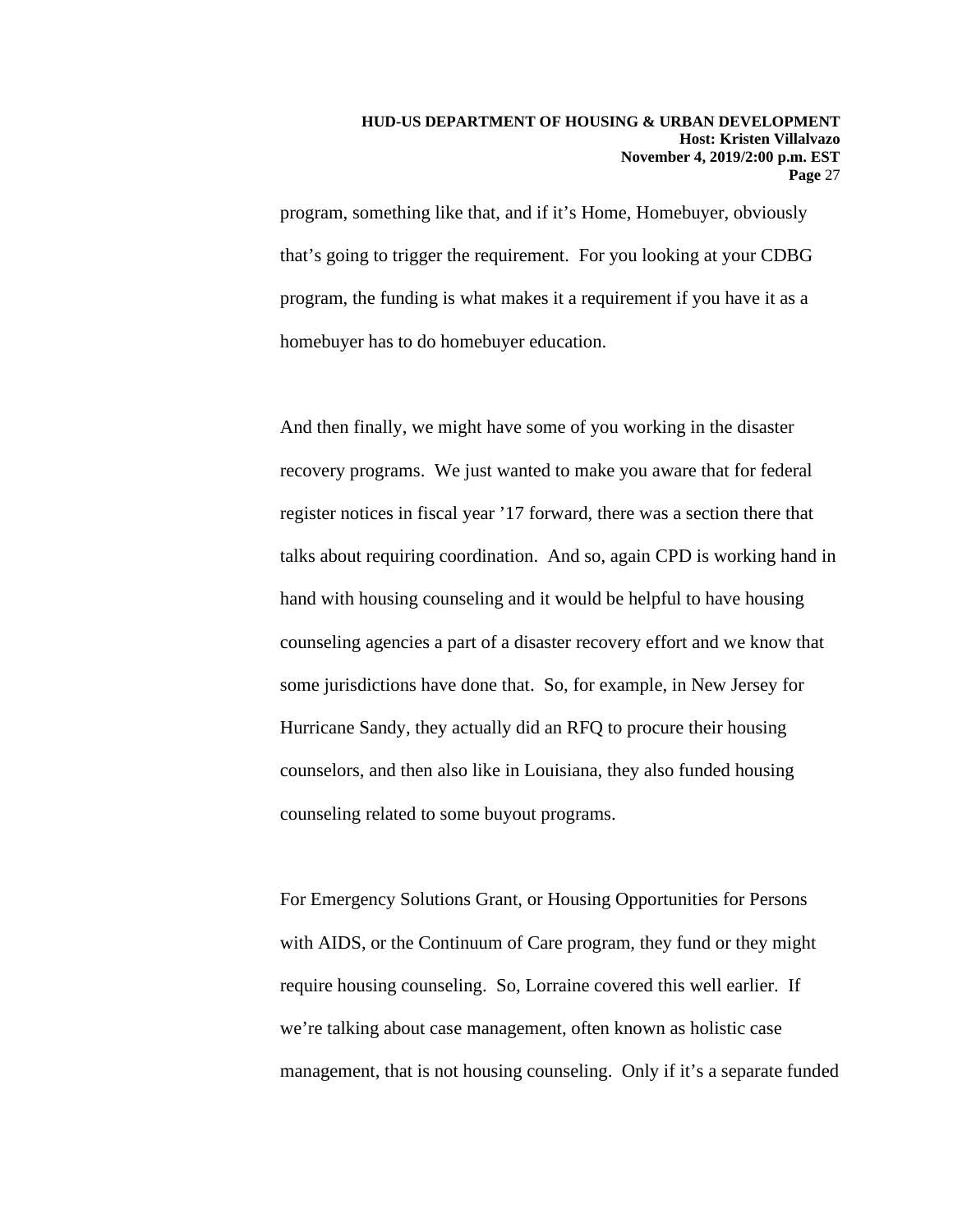program, something like that, and if it's Home, Homebuyer, obviously that's going to trigger the requirement. For you looking at your CDBG program, the funding is what makes it a requirement if you have it as a homebuyer has to do homebuyer education.

And then finally, we might have some of you working in the disaster recovery programs. We just wanted to make you aware that for federal register notices in fiscal year '17 forward, there was a section there that talks about requiring coordination. And so, again CPD is working hand in hand with housing counseling and it would be helpful to have housing counseling agencies a part of a disaster recovery effort and we know that some jurisdictions have done that. So, for example, in New Jersey for Hurricane Sandy, they actually did an RFQ to procure their housing counselors, and then also like in Louisiana, they also funded housing counseling related to some buyout programs.

For Emergency Solutions Grant, or Housing Opportunities for Persons with AIDS, or the Continuum of Care program, they fund or they might require housing counseling. So, Lorraine covered this well earlier. If we're talking about case management, often known as holistic case management, that is not housing counseling. Only if it's a separate funded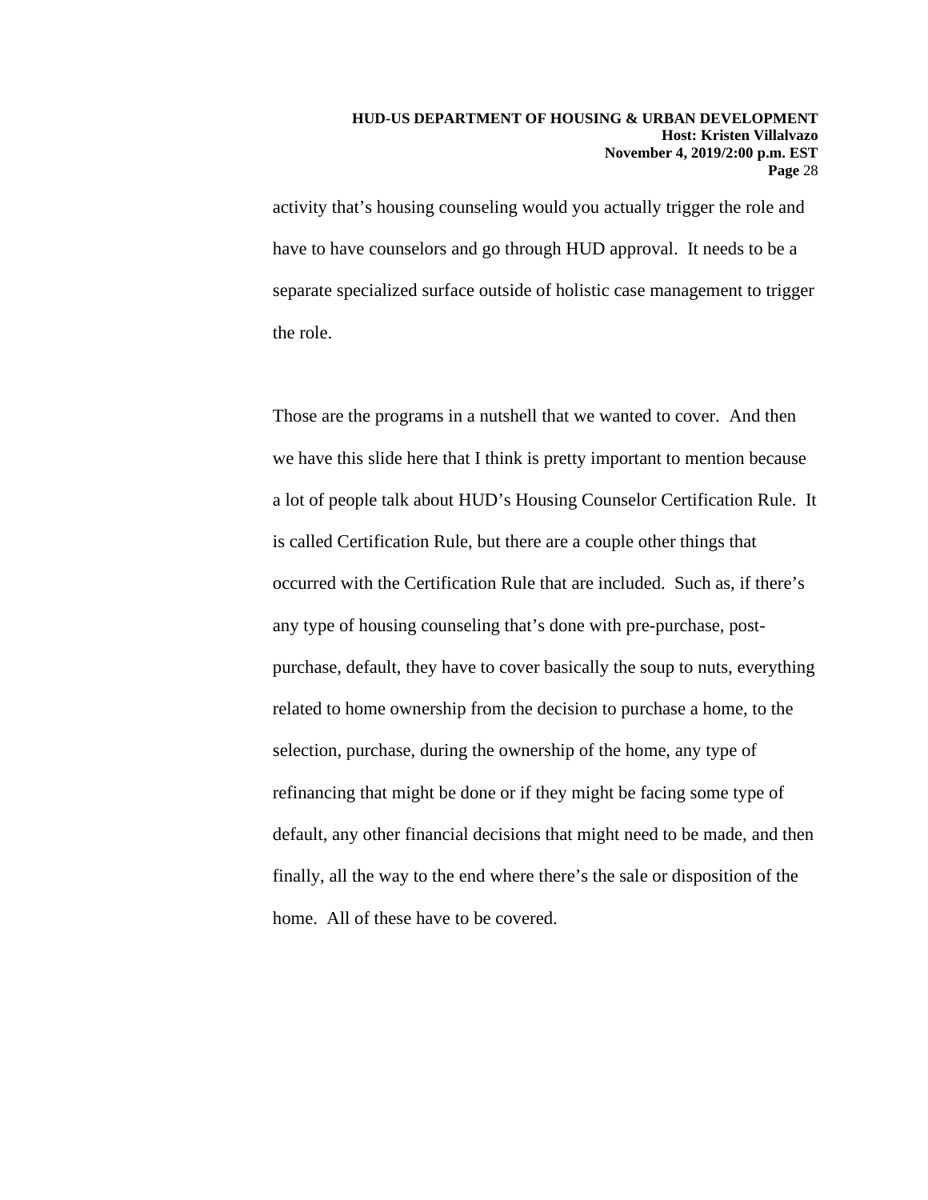activity that's housing counseling would you actually trigger the role and have to have counselors and go through HUD approval. It needs to be a separate specialized surface outside of holistic case management to trigger the role.

Those are the programs in a nutshell that we wanted to cover. And then we have this slide here that I think is pretty important to mention because a lot of people talk about HUD's Housing Counselor Certification Rule. It is called Certification Rule, but there are a couple other things that occurred with the Certification Rule that are included. Such as, if there's any type of housing counseling that's done with pre-purchase, post-purchase, default, they have to cover basically the soup to nuts, everything related to home ownership from the decision to purchase a home, to the selection, purchase, during the ownership of the home, any type of refinancing that might be done or if they might be facing some type of default, any other financial decisions that might need to be made, and then finally, all the way to the end where there's the sale or disposition of the home. All of these have to be covered.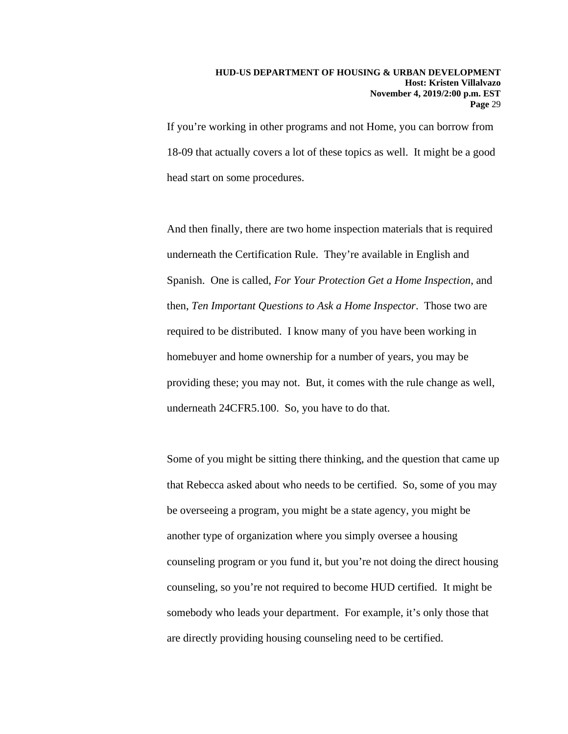If you’re working in other programs and not Home, you can borrow from 18-09 that actually covers a lot of these topics as well. It might be a good head start on some procedures.

And then finally, there are two home inspection materials that is required underneath the Certification Rule. They’re available in English and Spanish. One is called, *For Your Protection Get a Home Inspection*, and then, *Ten Important Questions to Ask a Home Inspector*. Those two are required to be distributed. I know many of you have been working in homebuyer and home ownership for a number of years, you may be providing these; you may not. But, it comes with the rule change as well, underneath 24CFR5.100. So, you have to do that.

Some of you might be sitting there thinking, and the question that came up that Rebecca asked about who needs to be certified. So, some of you may be overseeing a program, you might be a state agency, you might be another type of organization where you simply oversee a housing counseling program or you fund it, but you’re not doing the direct housing counseling, so you’re not required to become HUD certified. It might be somebody who leads your department. For example, it’s only those that are directly providing housing counseling need to be certified.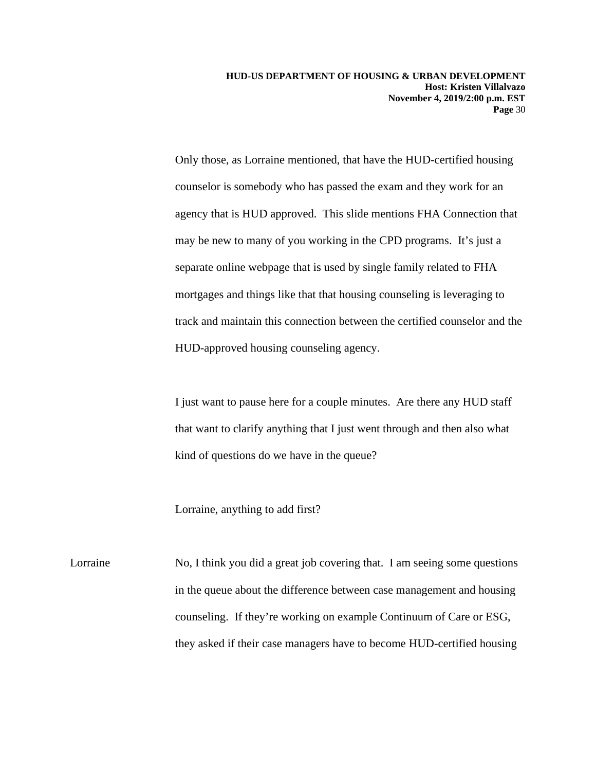Only those, as Lorraine mentioned, that have the HUD-certified housing counselor is somebody who has passed the exam and they work for an agency that is HUD approved.  This slide mentions FHA Connection that may be new to many of you working in the CPD programs.  It's just a separate online webpage that is used by single family related to FHA mortgages and things like that that housing counseling is leveraging to track and maintain this connection between the certified counselor and the HUD-approved housing counseling agency.

I just want to pause here for a couple minutes.  Are there any HUD staff that want to clarify anything that I just went through and then also what kind of questions do we have in the queue?

Lorraine, anything to add first?

Lorraine: No, I think you did a great job covering that.  I am seeing some questions in the queue about the difference between case management and housing counseling.  If they're working on example Continuum of Care or ESG, they asked if their case managers have to become HUD-certified housing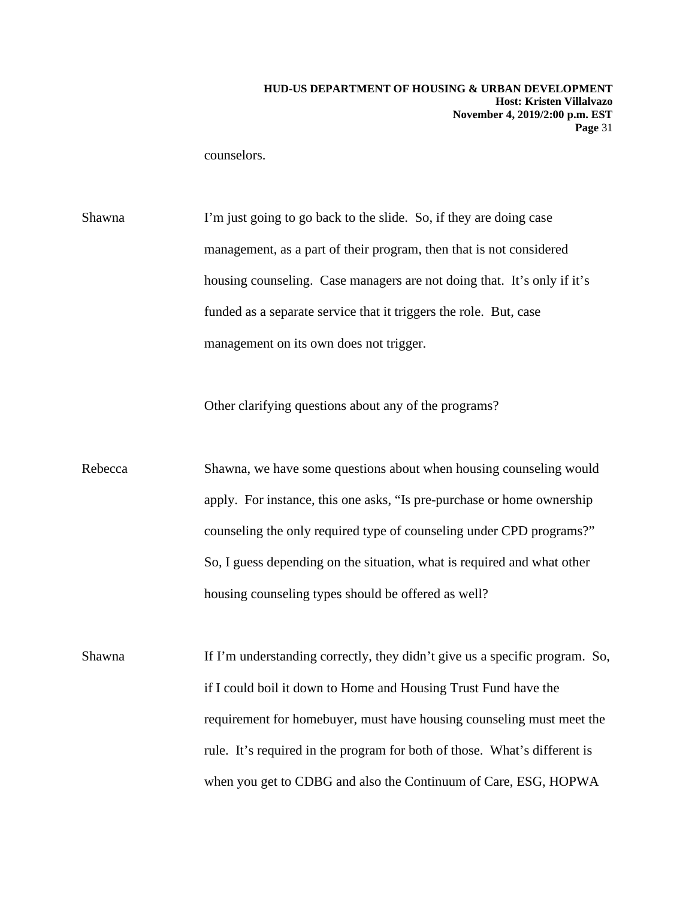counselors.

Shawna I'm just going to go back to the slide. So, if they are doing case management, as a part of their program, then that is not considered housing counseling. Case managers are not doing that. It's only if it's funded as a separate service that it triggers the role. But, case management on its own does not trigger.

Other clarifying questions about any of the programs?

Rebecca Shawna, we have some questions about when housing counseling would apply. For instance, this one asks, "Is pre-purchase or home ownership counseling the only required type of counseling under CPD programs?" So, I guess depending on the situation, what is required and what other housing counseling types should be offered as well?

Shawna If I'm understanding correctly, they didn't give us a specific program. So, if I could boil it down to Home and Housing Trust Fund have the requirement for homebuyer, must have housing counseling must meet the rule. It's required in the program for both of those. What's different is when you get to CDBG and also the Continuum of Care, ESG, HOPWA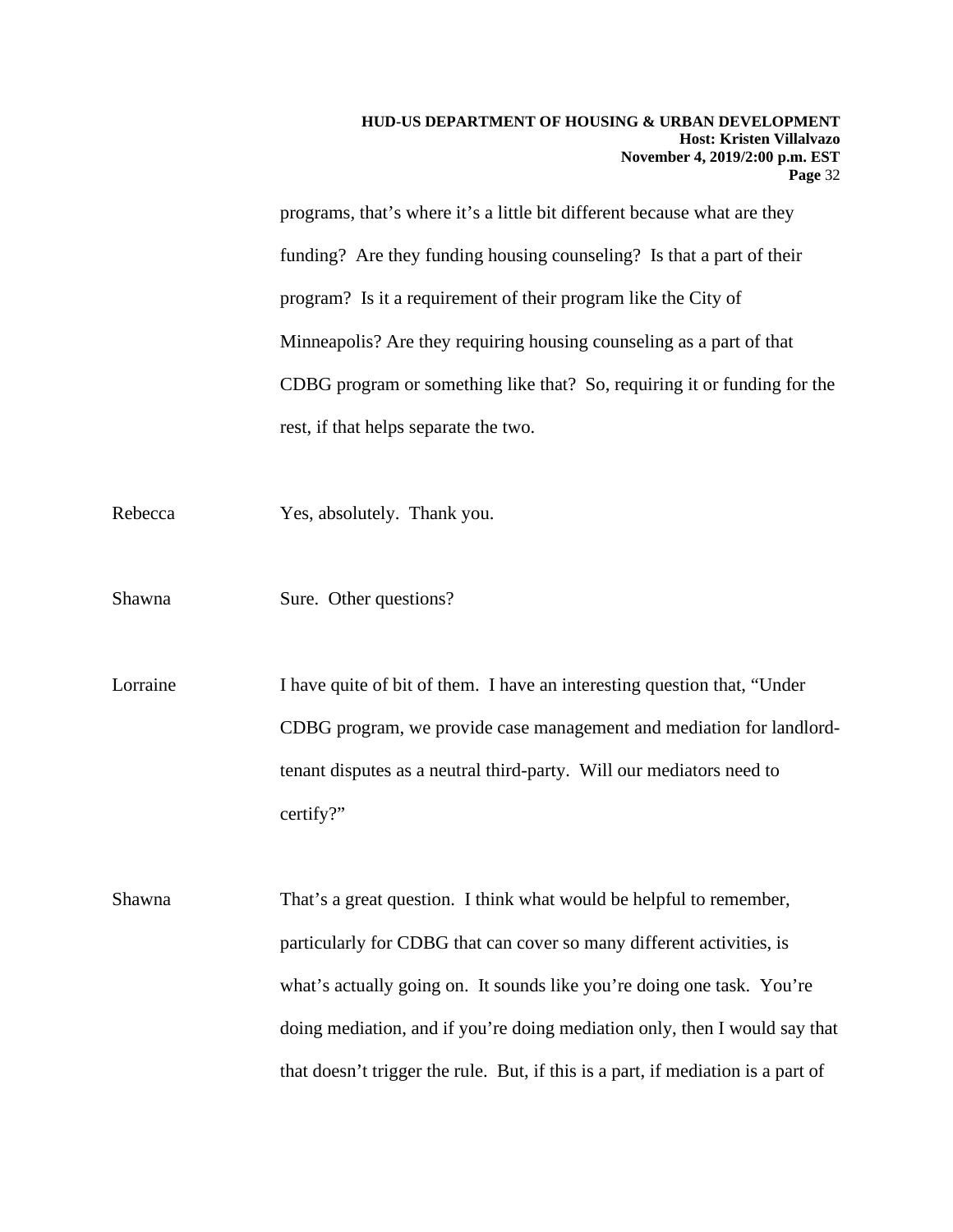programs, that's where it's a little bit different because what are they funding? Are they funding housing counseling? Is that a part of their program? Is it a requirement of their program like the City of Minneapolis? Are they requiring housing counseling as a part of that CDBG program or something like that? So, requiring it or funding for the rest, if that helps separate the two.

Rebecca: Yes, absolutely. Thank you.

Shawna: Sure. Other questions?

Lorraine: I have quite of bit of them. I have an interesting question that, "Under CDBG program, we provide case management and mediation for landlord-tenant disputes as a neutral third-party. Will our mediators need to certify?"

Shawna: That's a great question. I think what would be helpful to remember, particularly for CDBG that can cover so many different activities, is what's actually going on. It sounds like you're doing one task. You're doing mediation, and if you're doing mediation only, then I would say that that doesn't trigger the rule. But, if this is a part, if mediation is a part of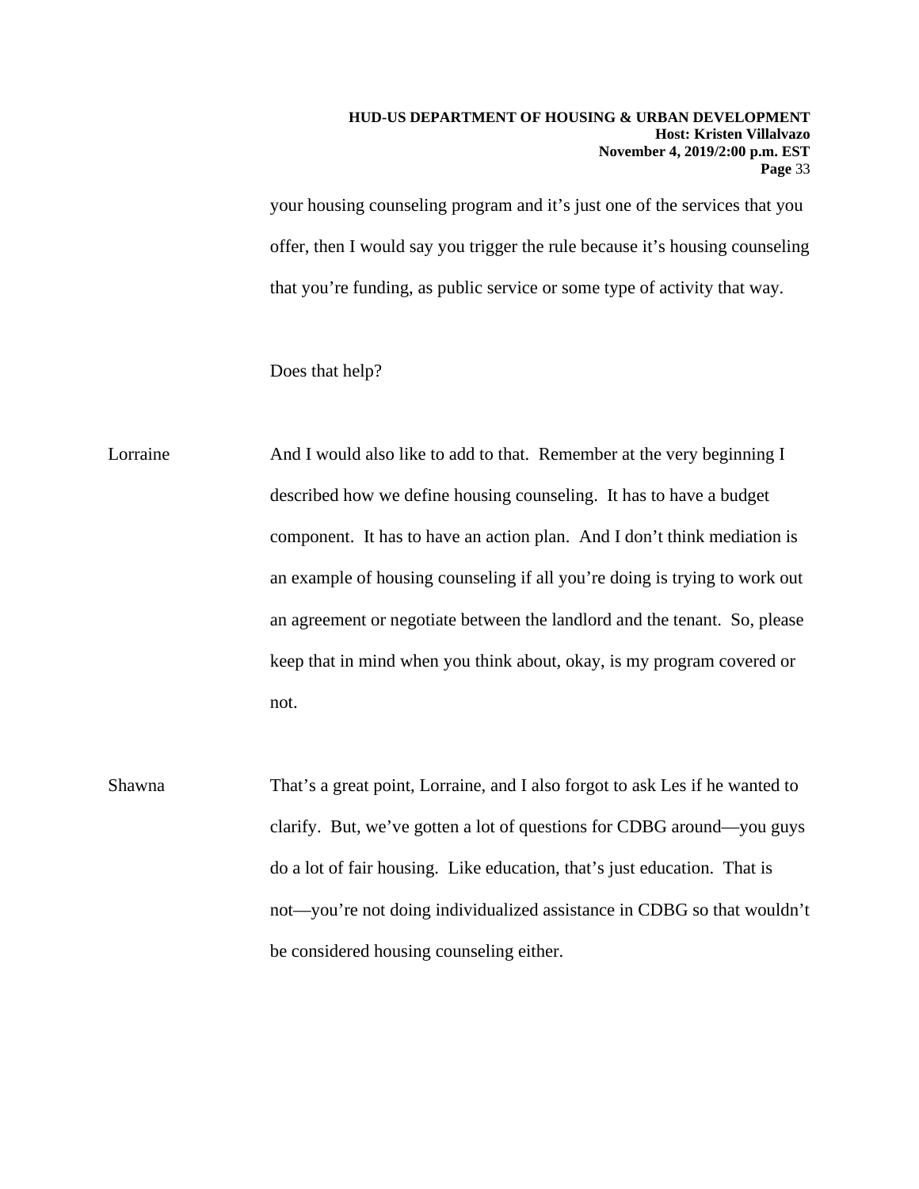your housing counseling program and it's just one of the services that you offer, then I would say you trigger the rule because it's housing counseling that you're funding, as public service or some type of activity that way.

Does that help?

Lorraine: And I would also like to add to that. Remember at the very beginning I described how we define housing counseling. It has to have a budget component. It has to have an action plan. And I don't think mediation is an example of housing counseling if all you're doing is trying to work out an agreement or negotiate between the landlord and the tenant. So, please keep that in mind when you think about, okay, is my program covered or not.

Shawna: That's a great point, Lorraine, and I also forgot to ask Les if he wanted to clarify. But, we've gotten a lot of questions for CDBG around—you guys do a lot of fair housing. Like education, that's just education. That is not—you're not doing individualized assistance in CDBG so that wouldn't be considered housing counseling either.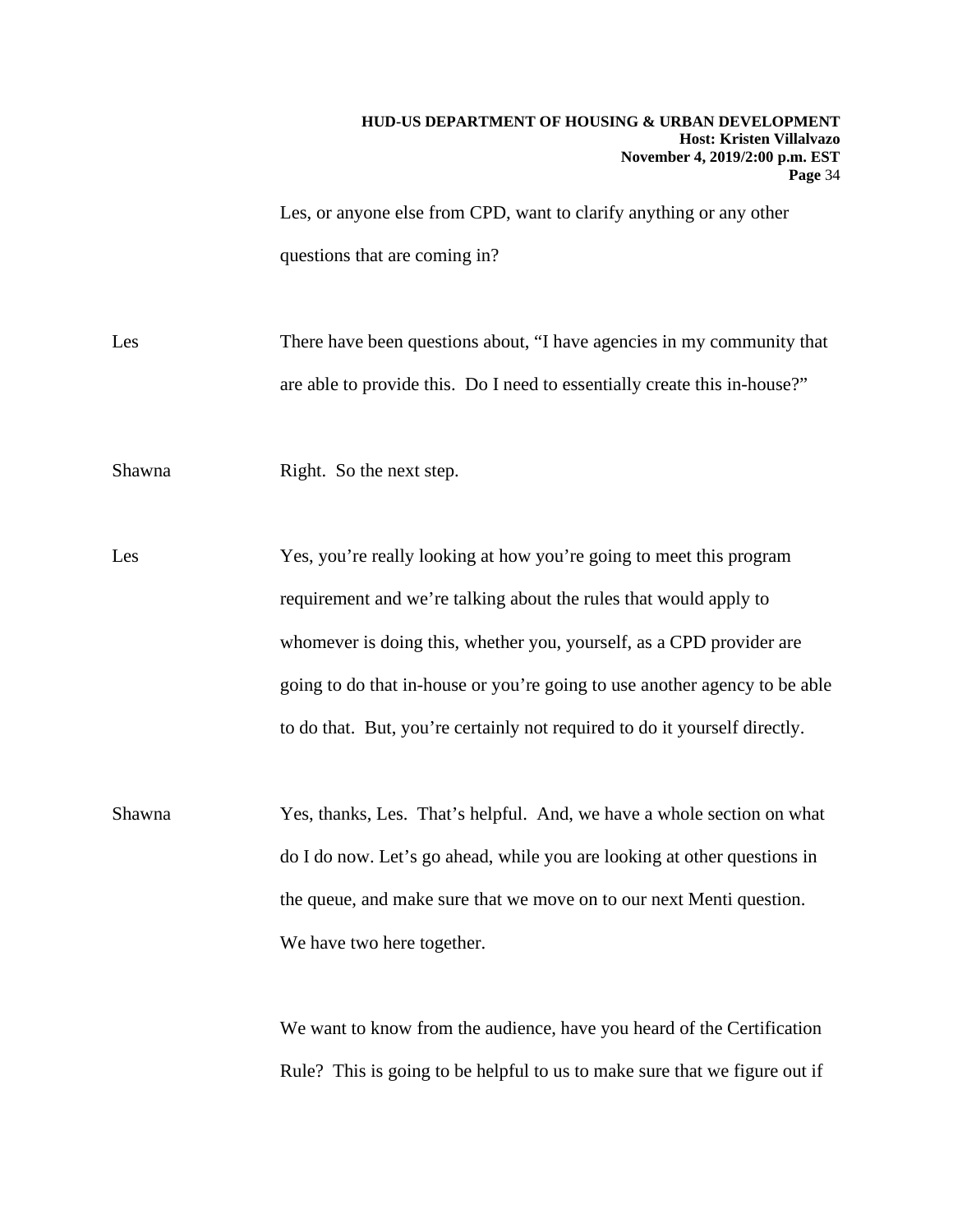Les, or anyone else from CPD, want to clarify anything or any other questions that are coming in?

Les There have been questions about, "I have agencies in my community that are able to provide this. Do I need to essentially create this in-house?"

Shawna Right. So the next step.

Les Yes, you're really looking at how you're going to meet this program requirement and we're talking about the rules that would apply to whomever is doing this, whether you, yourself, as a CPD provider are going to do that in-house or you're going to use another agency to be able to do that. But, you're certainly not required to do it yourself directly.

Shawna Yes, thanks, Les. That's helpful. And, we have a whole section on what do I do now. Let's go ahead, while you are looking at other questions in the queue, and make sure that we move on to our next Menti question. We have two here together.

We want to know from the audience, have you heard of the Certification Rule? This is going to be helpful to us to make sure that we figure out if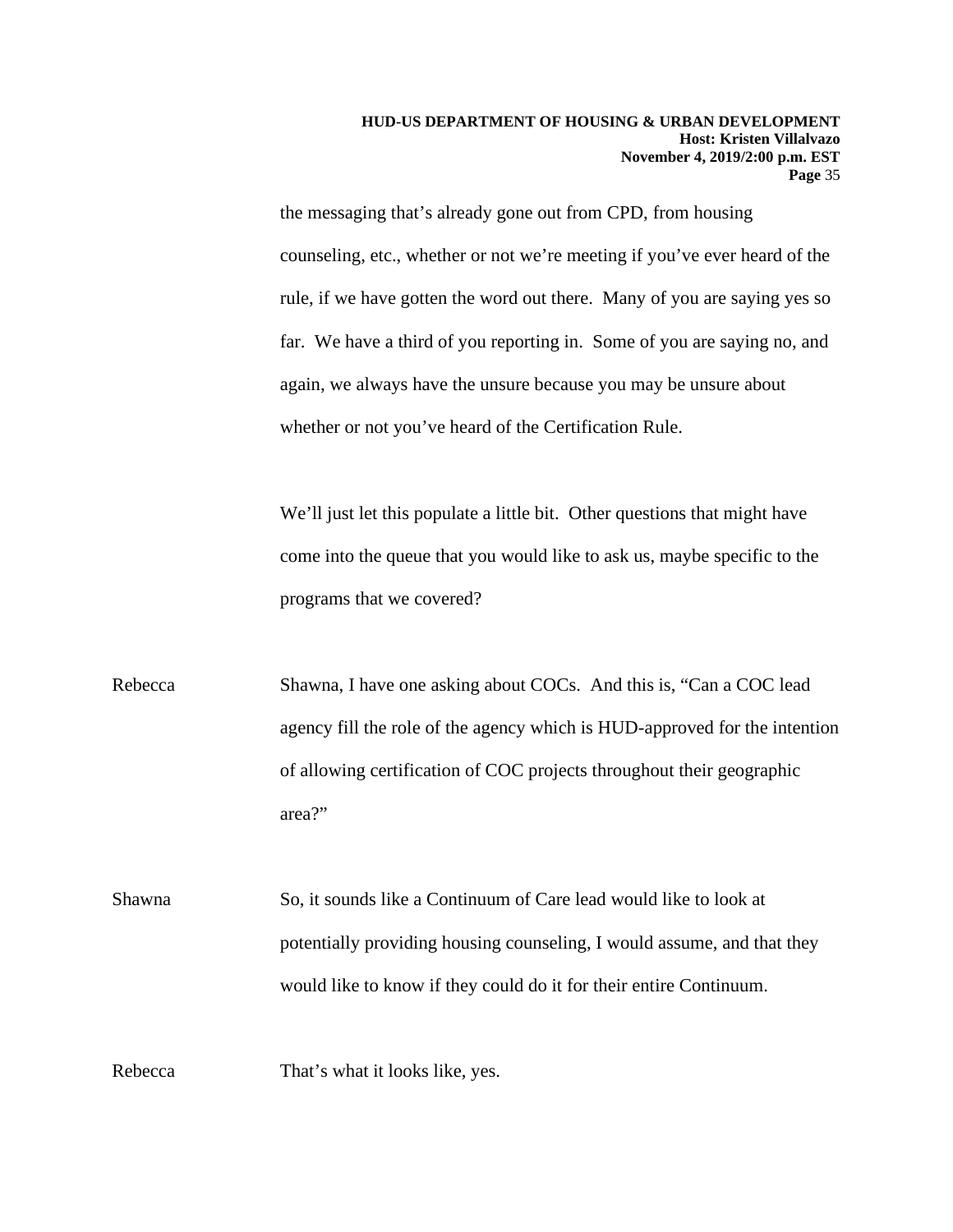the messaging that's already gone out from CPD, from housing counseling, etc., whether or not we're meeting if you've ever heard of the rule, if we have gotten the word out there. Many of you are saying yes so far. We have a third of you reporting in. Some of you are saying no, and again, we always have the unsure because you may be unsure about whether or not you've heard of the Certification Rule.

We'll just let this populate a little bit. Other questions that might have come into the queue that you would like to ask us, maybe specific to the programs that we covered?

Rebecca Shawna, I have one asking about COCs. And this is, "Can a COC lead agency fill the role of the agency which is HUD-approved for the intention of allowing certification of COC projects throughout their geographic area?"

Shawna So, it sounds like a Continuum of Care lead would like to look at potentially providing housing counseling, I would assume, and that they would like to know if they could do it for their entire Continuum.

Rebecca That's what it looks like, yes.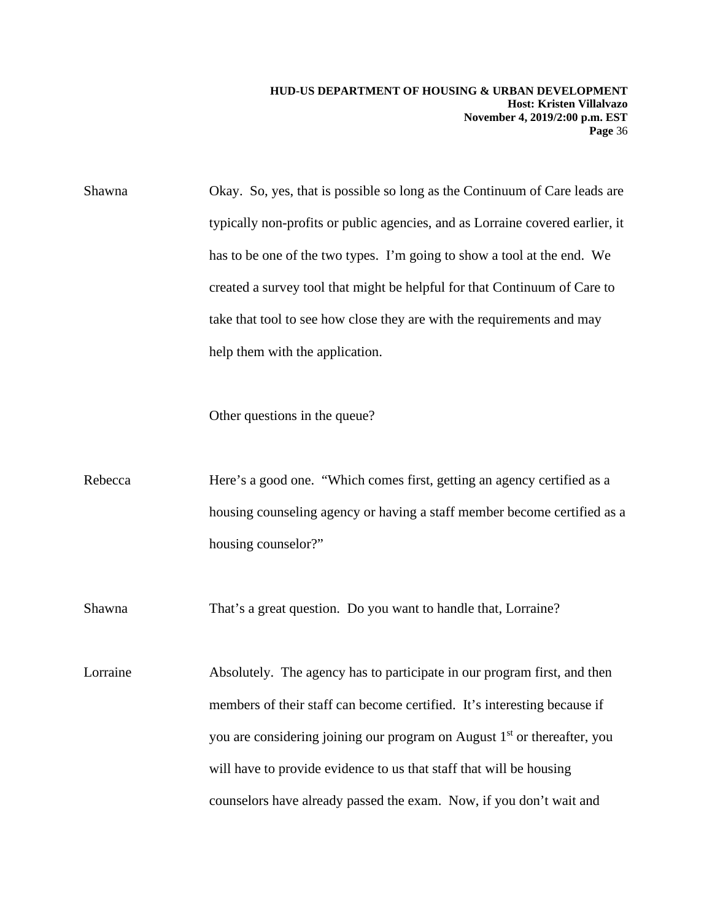Shawna Okay. So, yes, that is possible so long as the Continuum of Care leads are typically non-profits or public agencies, and as Lorraine covered earlier, it has to be one of the two types. I'm going to show a tool at the end. We created a survey tool that might be helpful for that Continuum of Care to take that tool to see how close they are with the requirements and may help them with the application.

Other questions in the queue?

Rebecca Here's a good one. "Which comes first, getting an agency certified as a housing counseling agency or having a staff member become certified as a housing counselor?"

Shawna That's a great question. Do you want to handle that, Lorraine?

Lorraine Absolutely. The agency has to participate in our program first, and then members of their staff can become certified. It's interesting because if you are considering joining our program on August 1st or thereafter, you will have to provide evidence to us that staff that will be housing counselors have already passed the exam. Now, if you don't wait and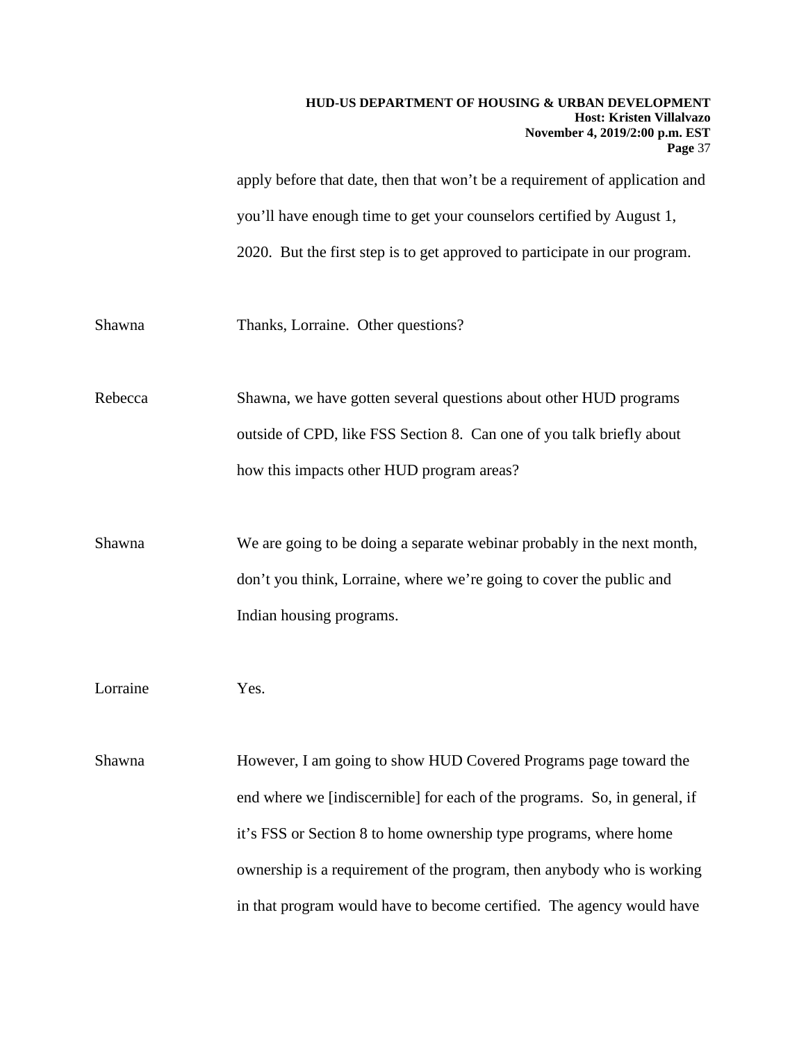apply before that date, then that won't be a requirement of application and you'll have enough time to get your counselors certified by August 1, 2020. But the first step is to get approved to participate in our program.

Shawna Thanks, Lorraine. Other questions?

Rebecca Shawna, we have gotten several questions about other HUD programs outside of CPD, like FSS Section 8. Can one of you talk briefly about how this impacts other HUD program areas?

Shawna We are going to be doing a separate webinar probably in the next month, don't you think, Lorraine, where we're going to cover the public and Indian housing programs.

Lorraine Yes.

Shawna However, I am going to show HUD Covered Programs page toward the end where we [indiscernible] for each of the programs. So, in general, if it's FSS or Section 8 to home ownership type programs, where home ownership is a requirement of the program, then anybody who is working in that program would have to become certified. The agency would have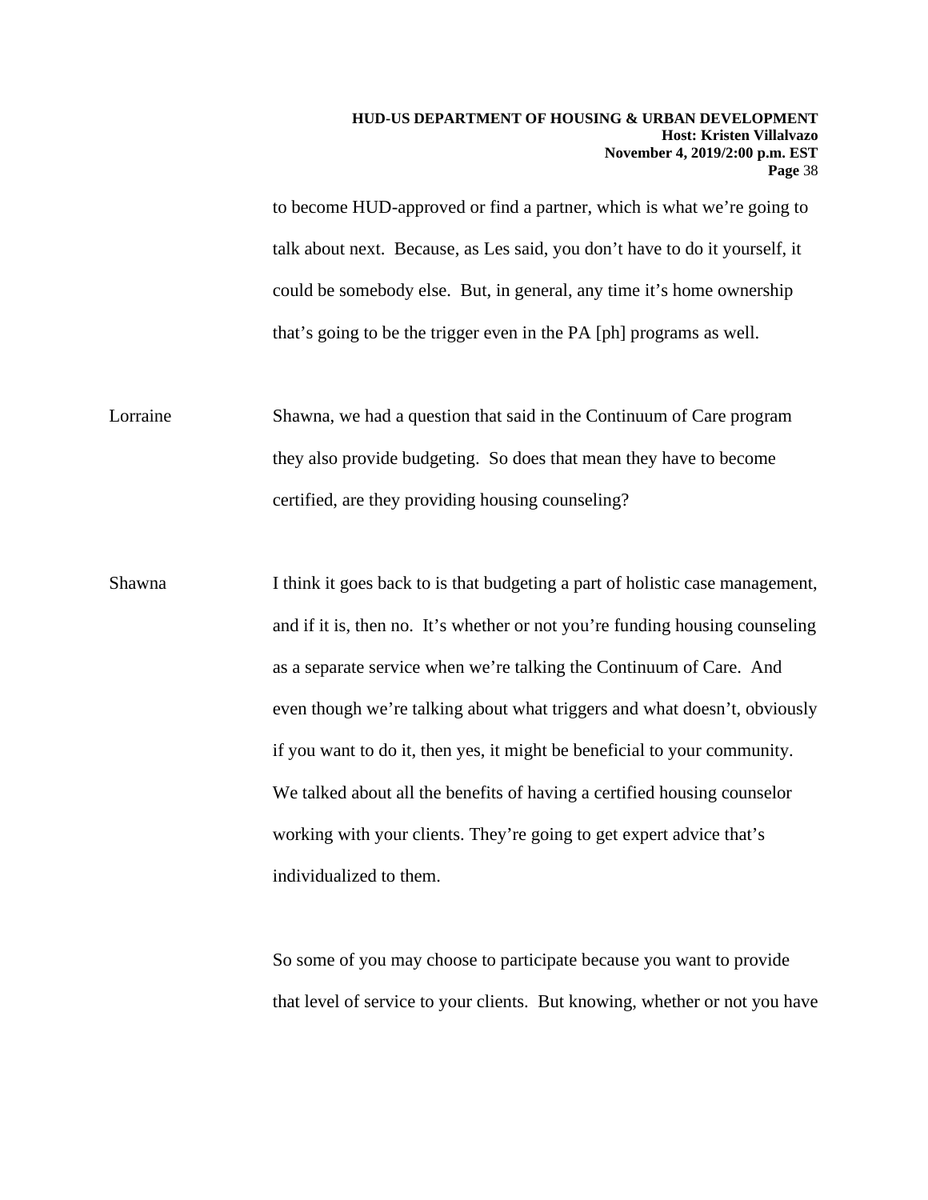to become HUD-approved or find a partner, which is what we're going to talk about next. Because, as Les said, you don't have to do it yourself, it could be somebody else. But, in general, any time it's home ownership that's going to be the trigger even in the PA [ph] programs as well.

Lorraine Shawna, we had a question that said in the Continuum of Care program they also provide budgeting. So does that mean they have to become certified, are they providing housing counseling?

Shawna I think it goes back to is that budgeting a part of holistic case management, and if it is, then no. It's whether or not you're funding housing counseling as a separate service when we're talking the Continuum of Care. And even though we're talking about what triggers and what doesn't, obviously if you want to do it, then yes, it might be beneficial to your community. We talked about all the benefits of having a certified housing counselor working with your clients. They're going to get expert advice that's individualized to them.

So some of you may choose to participate because you want to provide that level of service to your clients. But knowing, whether or not you have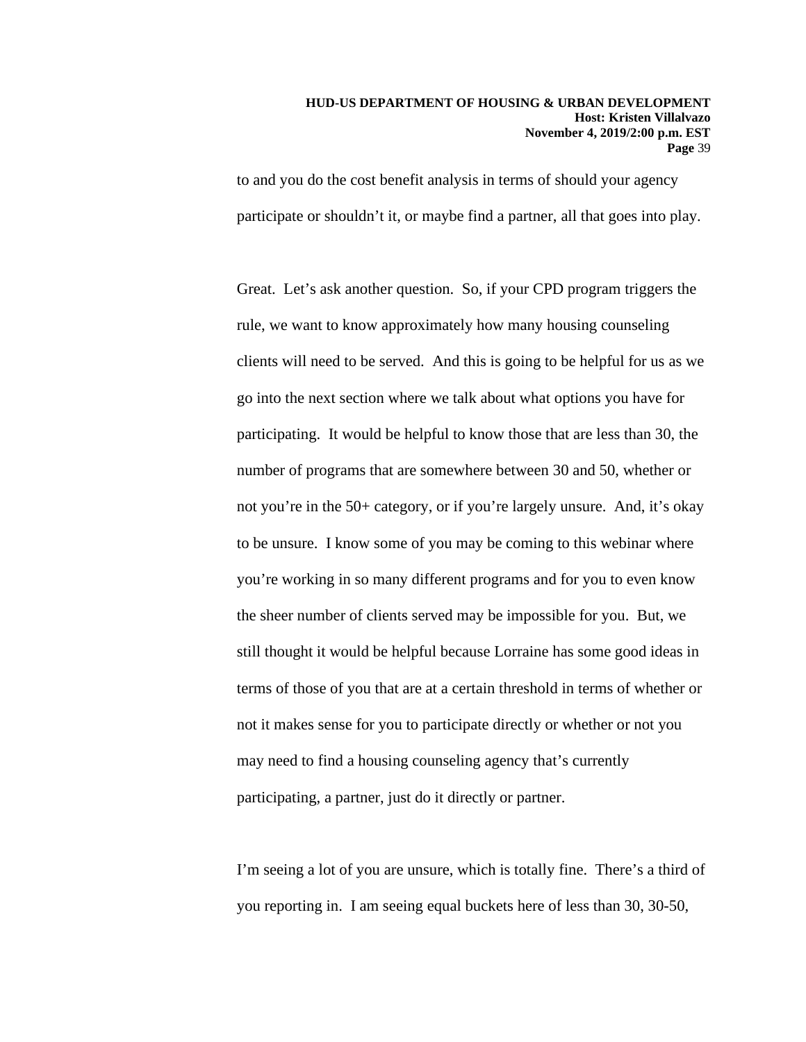to and you do the cost benefit analysis in terms of should your agency participate or shouldn't it, or maybe find a partner, all that goes into play.

Great. Let's ask another question. So, if your CPD program triggers the rule, we want to know approximately how many housing counseling clients will need to be served. And this is going to be helpful for us as we go into the next section where we talk about what options you have for participating. It would be helpful to know those that are less than 30, the number of programs that are somewhere between 30 and 50, whether or not you're in the 50+ category, or if you're largely unsure. And, it's okay to be unsure. I know some of you may be coming to this webinar where you're working in so many different programs and for you to even know the sheer number of clients served may be impossible for you. But, we still thought it would be helpful because Lorraine has some good ideas in terms of those of you that are at a certain threshold in terms of whether or not it makes sense for you to participate directly or whether or not you may need to find a housing counseling agency that's currently participating, a partner, just do it directly or partner.

I'm seeing a lot of you are unsure, which is totally fine. There's a third of you reporting in. I am seeing equal buckets here of less than 30, 30-50,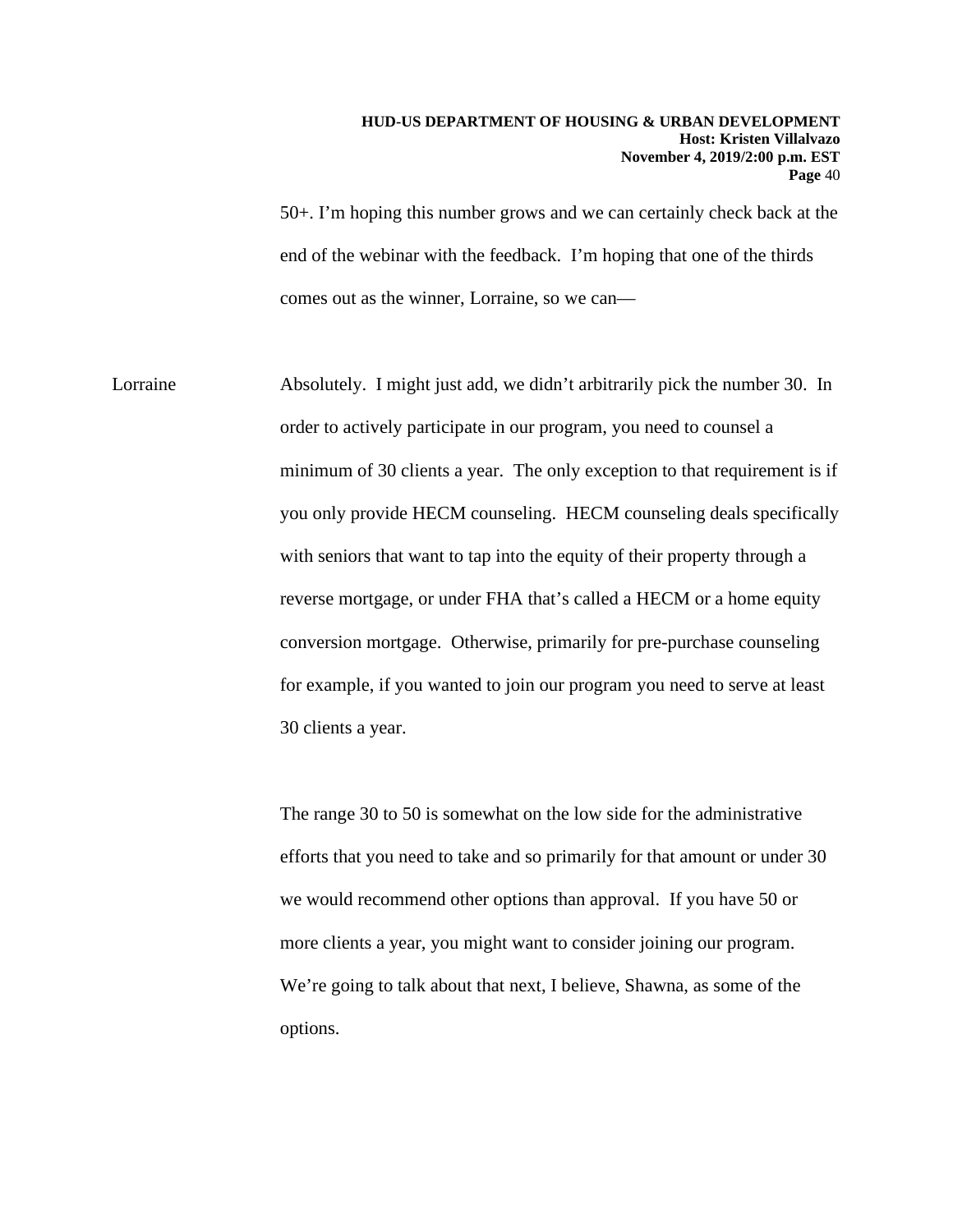50+. I'm hoping this number grows and we can certainly check back at the end of the webinar with the feedback. I'm hoping that one of the thirds comes out as the winner, Lorraine, so we can—

Lorraine Absolutely. I might just add, we didn't arbitrarily pick the number 30. In order to actively participate in our program, you need to counsel a minimum of 30 clients a year. The only exception to that requirement is if you only provide HECM counseling. HECM counseling deals specifically with seniors that want to tap into the equity of their property through a reverse mortgage, or under FHA that's called a HECM or a home equity conversion mortgage. Otherwise, primarily for pre-purchase counseling for example, if you wanted to join our program you need to serve at least 30 clients a year.

The range 30 to 50 is somewhat on the low side for the administrative efforts that you need to take and so primarily for that amount or under 30 we would recommend other options than approval. If you have 50 or more clients a year, you might want to consider joining our program. We're going to talk about that next, I believe, Shawna, as some of the options.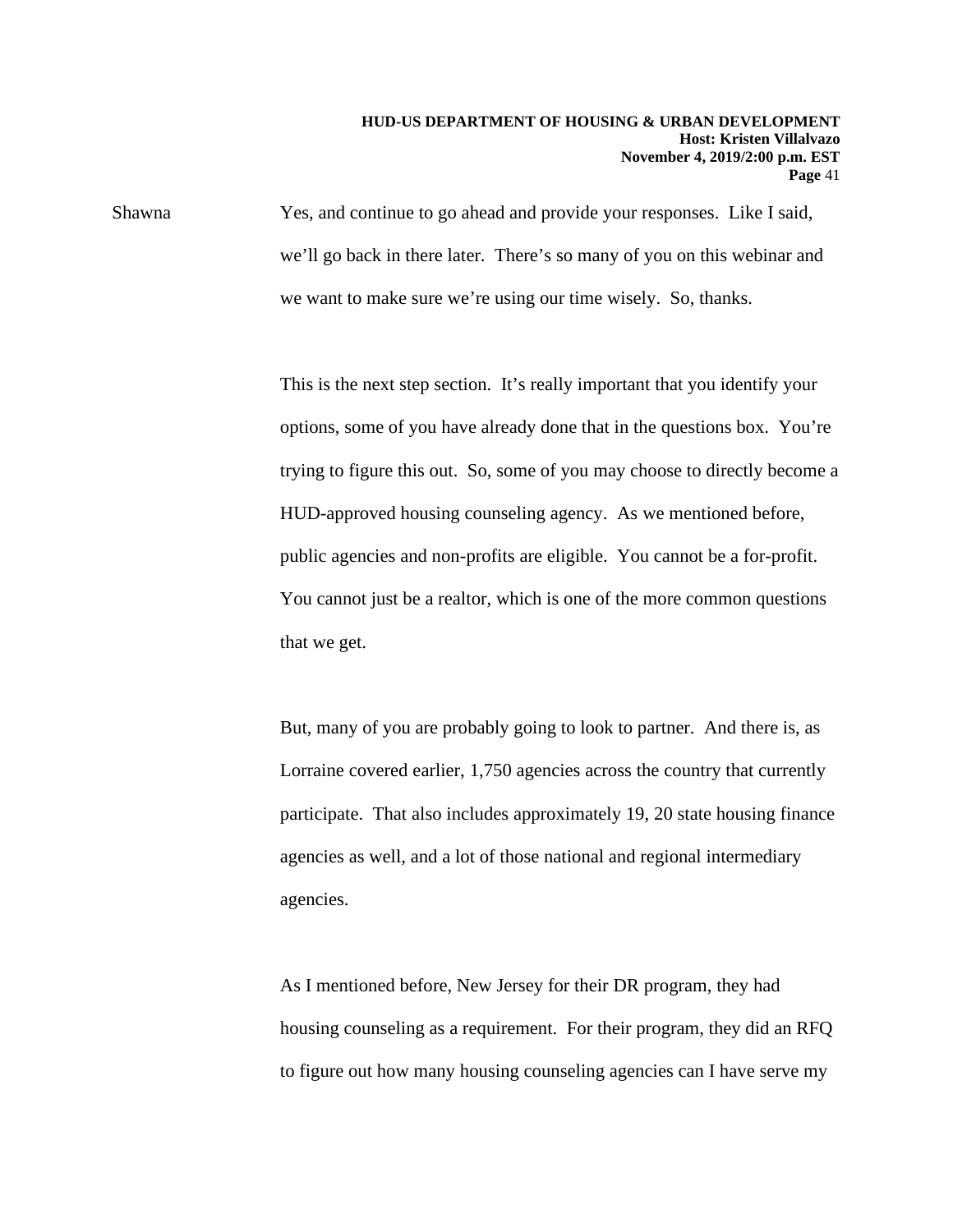Shawna Yes, and continue to go ahead and provide your responses. Like I said, we'll go back in there later. There's so many of you on this webinar and we want to make sure we're using our time wisely. So, thanks.

This is the next step section. It's really important that you identify your options, some of you have already done that in the questions box. You're trying to figure this out. So, some of you may choose to directly become a HUD-approved housing counseling agency. As we mentioned before, public agencies and non-profits are eligible. You cannot be a for-profit. You cannot just be a realtor, which is one of the more common questions that we get.

But, many of you are probably going to look to partner. And there is, as Lorraine covered earlier, 1,750 agencies across the country that currently participate. That also includes approximately 19, 20 state housing finance agencies as well, and a lot of those national and regional intermediary agencies.

As I mentioned before, New Jersey for their DR program, they had housing counseling as a requirement. For their program, they did an RFQ to figure out how many housing counseling agencies can I have serve my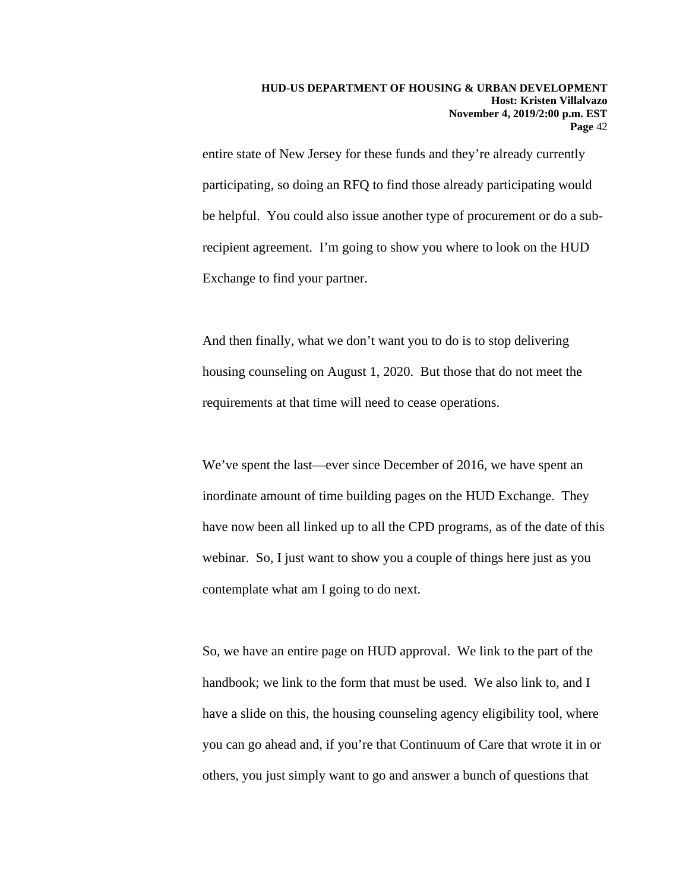entire state of New Jersey for these funds and they're already currently participating, so doing an RFQ to find those already participating would be helpful. You could also issue another type of procurement or do a sub-recipient agreement. I'm going to show you where to look on the HUD Exchange to find your partner.

And then finally, what we don't want you to do is to stop delivering housing counseling on August 1, 2020. But those that do not meet the requirements at that time will need to cease operations.

We've spent the last—ever since December of 2016, we have spent an inordinate amount of time building pages on the HUD Exchange. They have now been all linked up to all the CPD programs, as of the date of this webinar. So, I just want to show you a couple of things here just as you contemplate what am I going to do next.

So, we have an entire page on HUD approval. We link to the part of the handbook; we link to the form that must be used. We also link to, and I have a slide on this, the housing counseling agency eligibility tool, where you can go ahead and, if you're that Continuum of Care that wrote it in or others, you just simply want to go and answer a bunch of questions that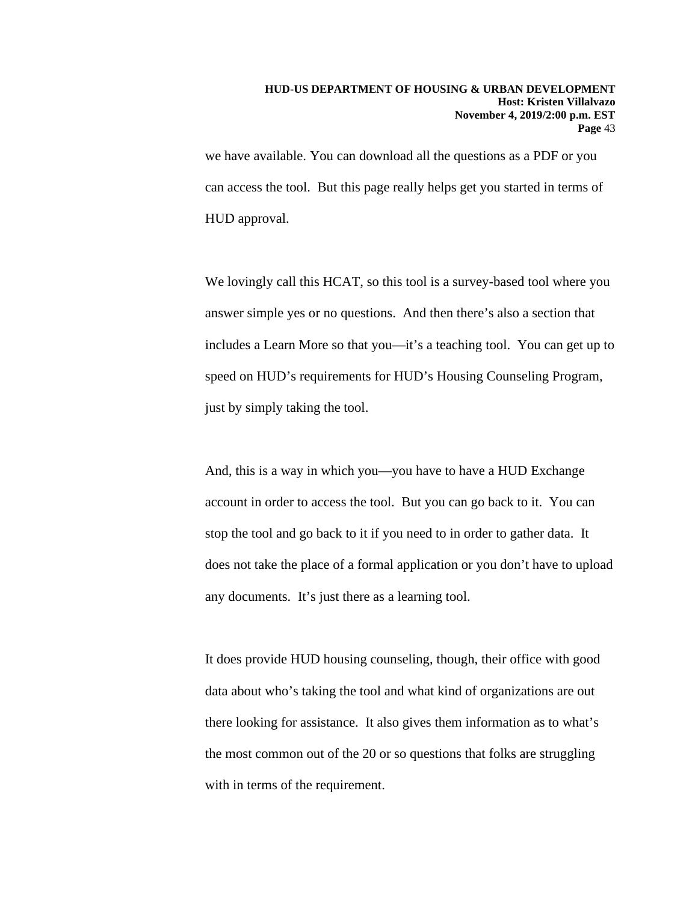we have available. You can download all the questions as a PDF or you can access the tool. But this page really helps get you started in terms of HUD approval.

We lovingly call this HCAT, so this tool is a survey-based tool where you answer simple yes or no questions. And then there's also a section that includes a Learn More so that you—it's a teaching tool. You can get up to speed on HUD's requirements for HUD's Housing Counseling Program, just by simply taking the tool.

And, this is a way in which you—you have to have a HUD Exchange account in order to access the tool. But you can go back to it. You can stop the tool and go back to it if you need to in order to gather data. It does not take the place of a formal application or you don't have to upload any documents. It's just there as a learning tool.

It does provide HUD housing counseling, though, their office with good data about who's taking the tool and what kind of organizations are out there looking for assistance. It also gives them information as to what's the most common out of the 20 or so questions that folks are struggling with in terms of the requirement.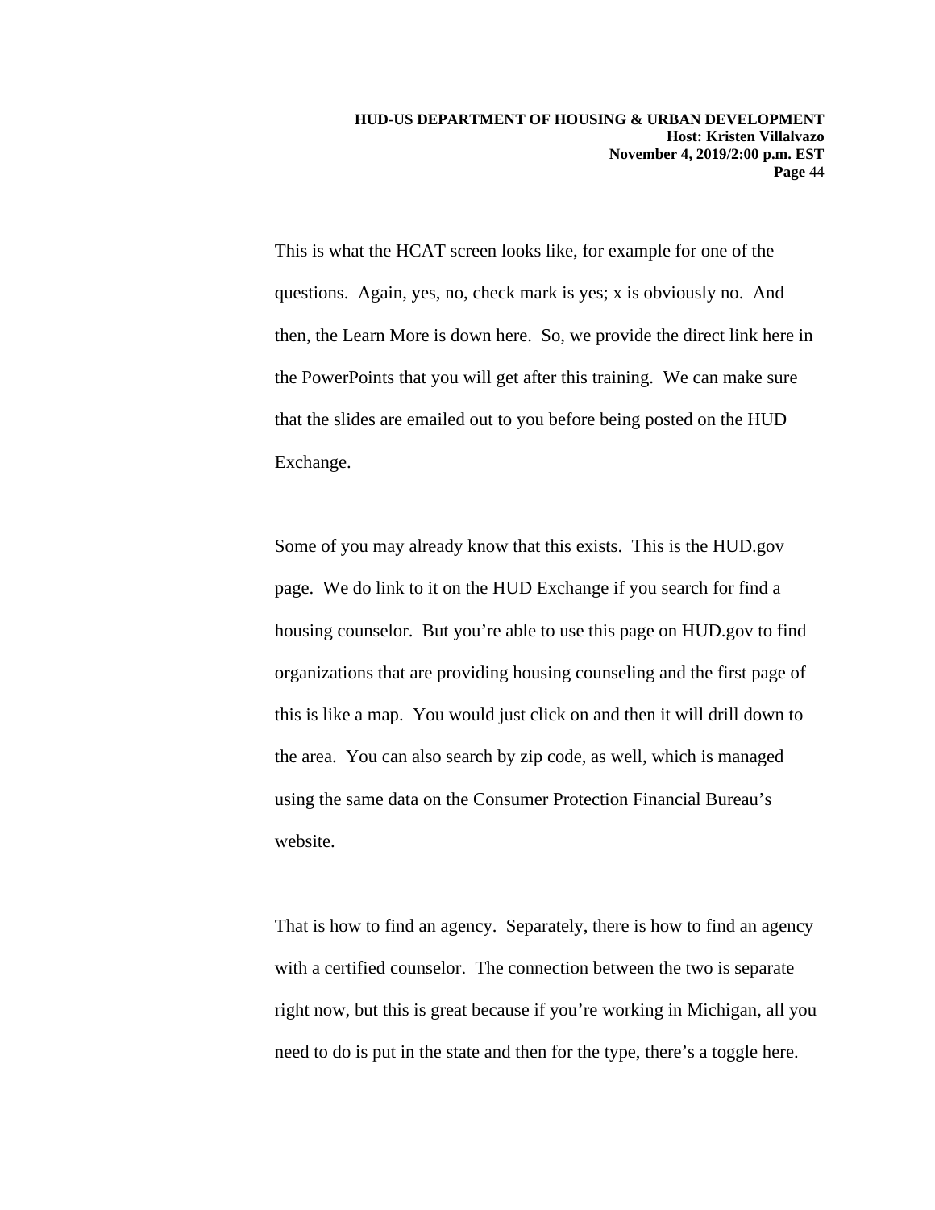This is what the HCAT screen looks like, for example for one of the questions. Again, yes, no, check mark is yes; x is obviously no. And then, the Learn More is down here. So, we provide the direct link here in the PowerPoints that you will get after this training. We can make sure that the slides are emailed out to you before being posted on the HUD Exchange.

Some of you may already know that this exists. This is the HUD.gov page. We do link to it on the HUD Exchange if you search for find a housing counselor. But you're able to use this page on HUD.gov to find organizations that are providing housing counseling and the first page of this is like a map. You would just click on and then it will drill down to the area. You can also search by zip code, as well, which is managed using the same data on the Consumer Protection Financial Bureau's website.

That is how to find an agency. Separately, there is how to find an agency with a certified counselor. The connection between the two is separate right now, but this is great because if you're working in Michigan, all you need to do is put in the state and then for the type, there's a toggle here.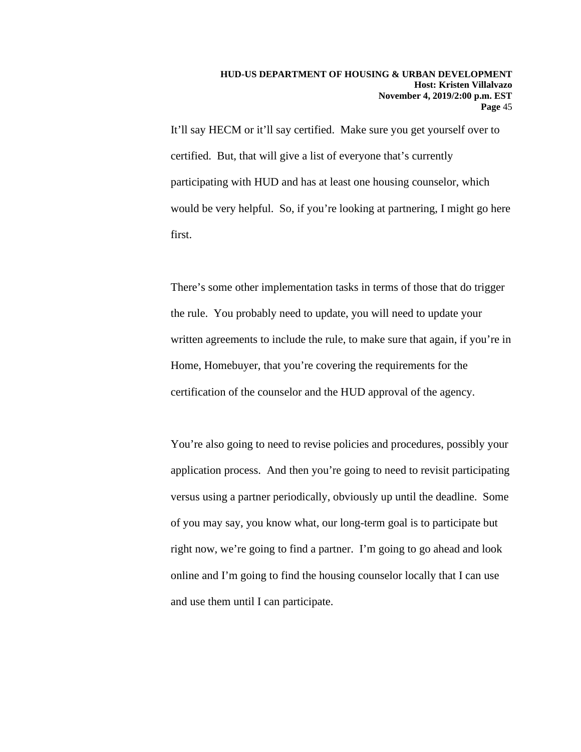It'll say HECM or it'll say certified. Make sure you get yourself over to certified. But, that will give a list of everyone that's currently participating with HUD and has at least one housing counselor, which would be very helpful. So, if you're looking at partnering, I might go here first.

There's some other implementation tasks in terms of those that do trigger the rule. You probably need to update, you will need to update your written agreements to include the rule, to make sure that again, if you're in Home, Homebuyer, that you're covering the requirements for the certification of the counselor and the HUD approval of the agency.

You're also going to need to revise policies and procedures, possibly your application process. And then you're going to need to revisit participating versus using a partner periodically, obviously up until the deadline. Some of you may say, you know what, our long-term goal is to participate but right now, we're going to find a partner. I'm going to go ahead and look online and I'm going to find the housing counselor locally that I can use and use them until I can participate.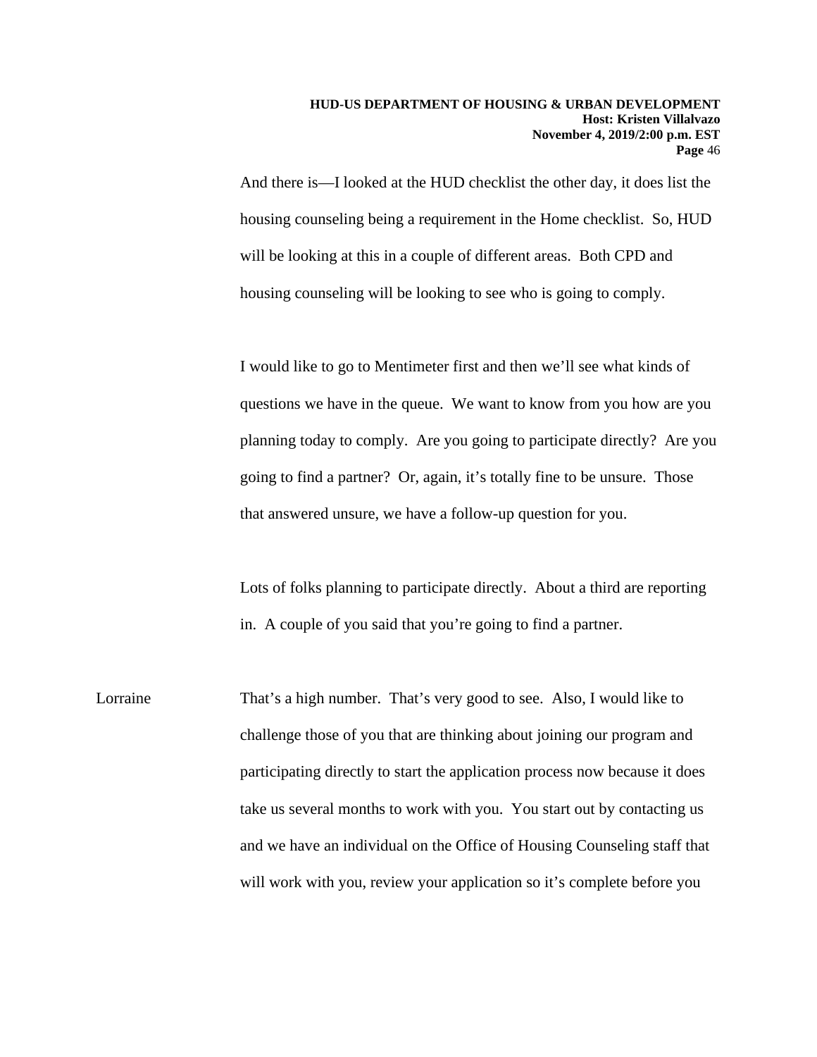And there is—I looked at the HUD checklist the other day, it does list the housing counseling being a requirement in the Home checklist. So, HUD will be looking at this in a couple of different areas. Both CPD and housing counseling will be looking to see who is going to comply.

I would like to go to Mentimeter first and then we'll see what kinds of questions we have in the queue. We want to know from you how are you planning today to comply. Are you going to participate directly? Are you going to find a partner? Or, again, it's totally fine to be unsure. Those that answered unsure, we have a follow-up question for you.

Lots of folks planning to participate directly. About a third are reporting in. A couple of you said that you're going to find a partner.

Lorraine That's a high number. That's very good to see. Also, I would like to challenge those of you that are thinking about joining our program and participating directly to start the application process now because it does take us several months to work with you. You start out by contacting us and we have an individual on the Office of Housing Counseling staff that will work with you, review your application so it's complete before you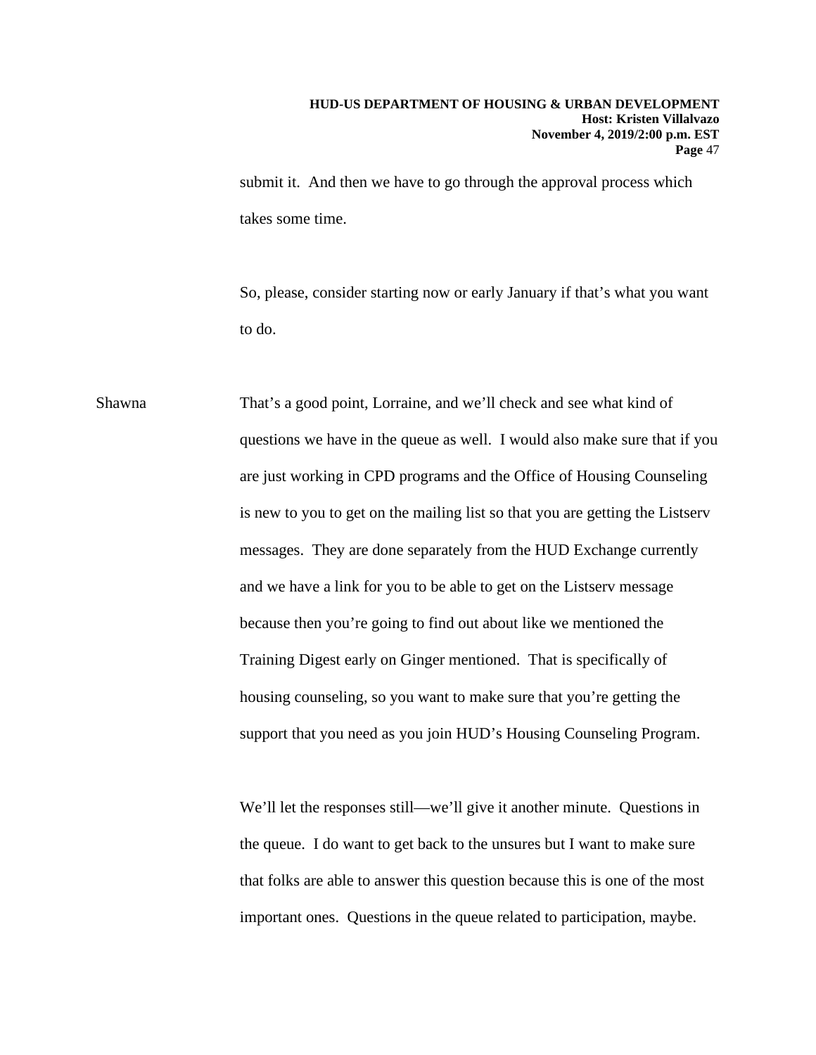submit it. And then we have to go through the approval process which takes some time.

So, please, consider starting now or early January if that's what you want to do.

Shawna: That's a good point, Lorraine, and we'll check and see what kind of questions we have in the queue as well. I would also make sure that if you are just working in CPD programs and the Office of Housing Counseling is new to you to get on the mailing list so that you are getting the Listserv messages. They are done separately from the HUD Exchange currently and we have a link for you to be able to get on the Listserv message because then you're going to find out about like we mentioned the Training Digest early on Ginger mentioned. That is specifically of housing counseling, so you want to make sure that you're getting the support that you need as you join HUD's Housing Counseling Program.

We'll let the responses still—we'll give it another minute. Questions in the queue. I do want to get back to the unsures but I want to make sure that folks are able to answer this question because this is one of the most important ones. Questions in the queue related to participation, maybe.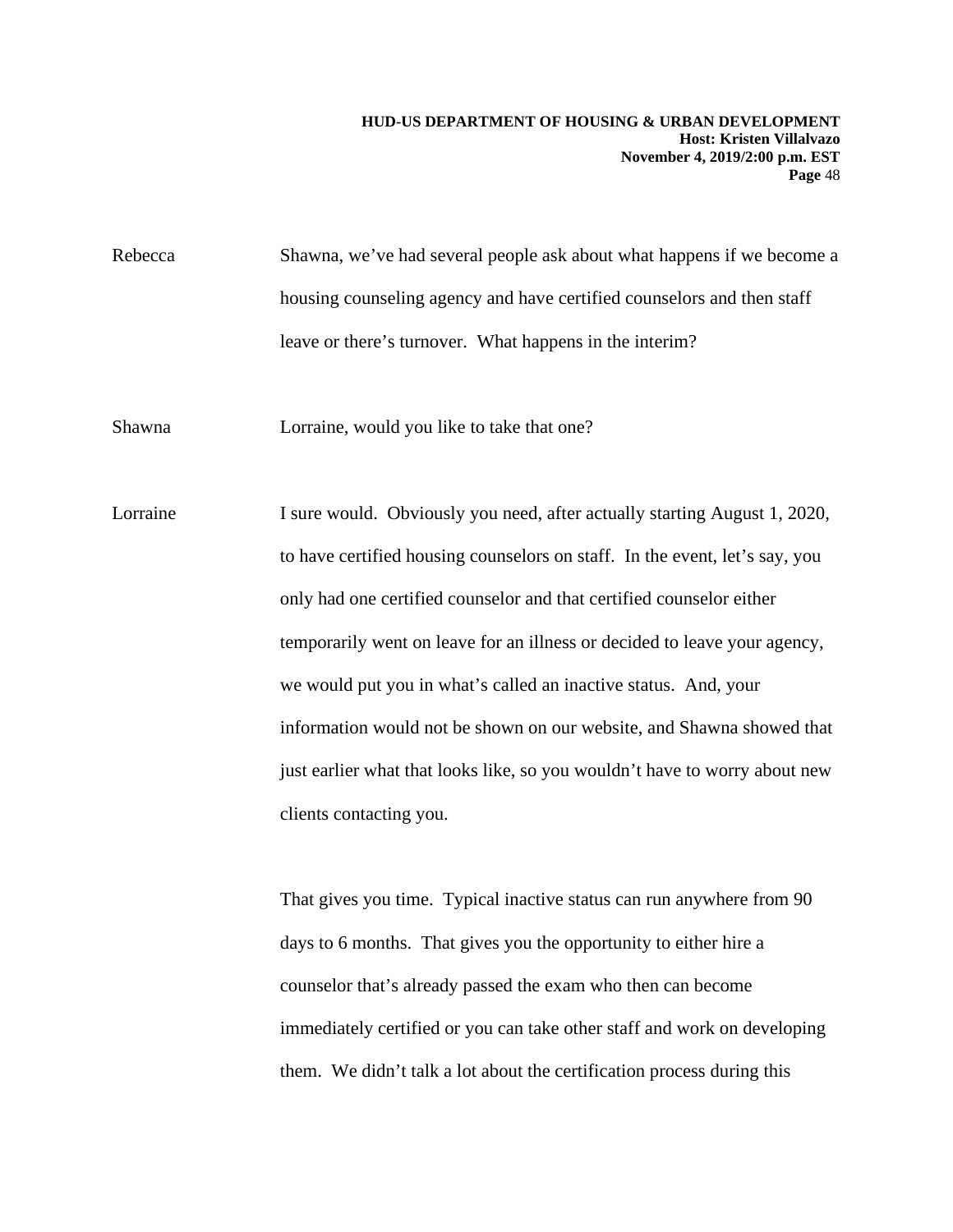Rebecca Shawna, we've had several people ask about what happens if we become a housing counseling agency and have certified counselors and then staff leave or there's turnover. What happens in the interim?

Shawna Lorraine, would you like to take that one?

Lorraine I sure would. Obviously you need, after actually starting August 1, 2020, to have certified housing counselors on staff. In the event, let's say, you only had one certified counselor and that certified counselor either temporarily went on leave for an illness or decided to leave your agency, we would put you in what's called an inactive status. And, your information would not be shown on our website, and Shawna showed that just earlier what that looks like, so you wouldn't have to worry about new clients contacting you.

That gives you time. Typical inactive status can run anywhere from 90 days to 6 months. That gives you the opportunity to either hire a counselor that's already passed the exam who then can become immediately certified or you can take other staff and work on developing them. We didn't talk a lot about the certification process during this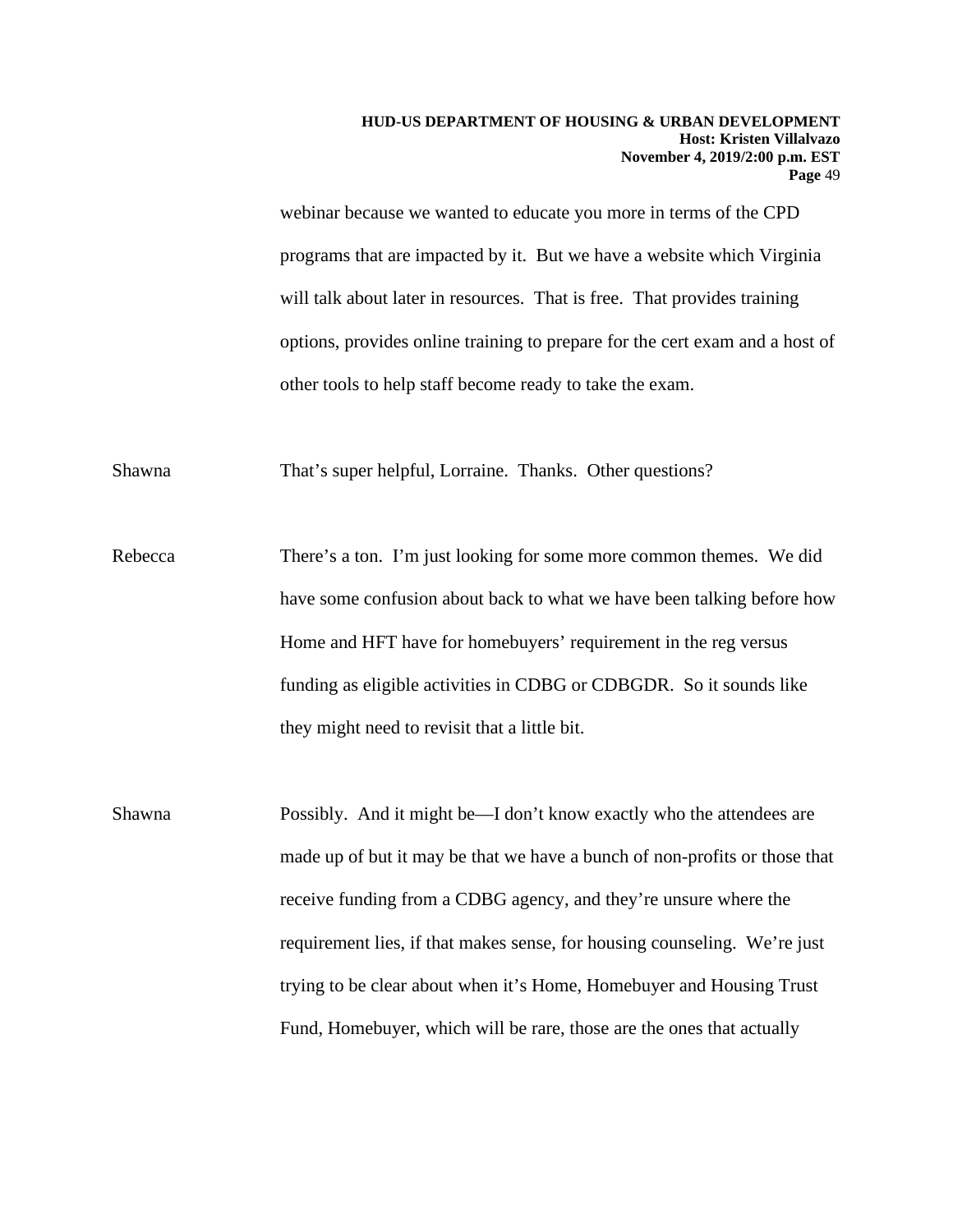webinar because we wanted to educate you more in terms of the CPD programs that are impacted by it. But we have a website which Virginia will talk about later in resources. That is free. That provides training options, provides online training to prepare for the cert exam and a host of other tools to help staff become ready to take the exam.

Shawna That's super helpful, Lorraine. Thanks. Other questions?

Rebecca There's a ton. I'm just looking for some more common themes. We did have some confusion about back to what we have been talking before how Home and HFT have for homebuyers' requirement in the reg versus funding as eligible activities in CDBG or CDBGDR. So it sounds like they might need to revisit that a little bit.

Shawna Possibly. And it might be—I don't know exactly who the attendees are made up of but it may be that we have a bunch of non-profits or those that receive funding from a CDBG agency, and they're unsure where the requirement lies, if that makes sense, for housing counseling. We're just trying to be clear about when it's Home, Homebuyer and Housing Trust Fund, Homebuyer, which will be rare, those are the ones that actually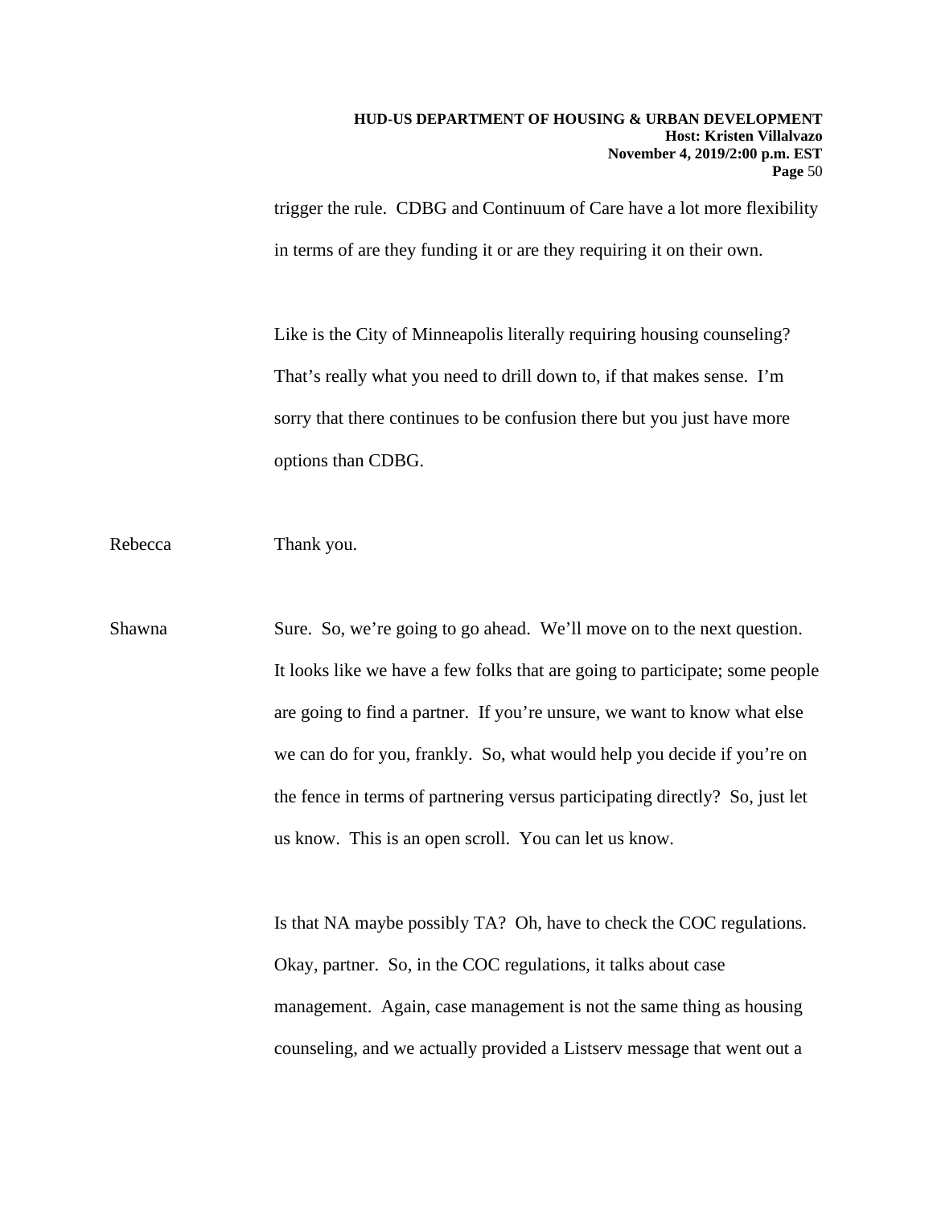trigger the rule. CDBG and Continuum of Care have a lot more flexibility in terms of are they funding it or are they requiring it on their own.

Like is the City of Minneapolis literally requiring housing counseling? That's really what you need to drill down to, if that makes sense. I'm sorry that there continues to be confusion there but you just have more options than CDBG.

Rebecca Thank you.

Shawna Sure. So, we're going to go ahead. We'll move on to the next question. It looks like we have a few folks that are going to participate; some people are going to find a partner. If you're unsure, we want to know what else we can do for you, frankly. So, what would help you decide if you're on the fence in terms of partnering versus participating directly? So, just let us know. This is an open scroll. You can let us know.

Is that NA maybe possibly TA? Oh, have to check the COC regulations. Okay, partner. So, in the COC regulations, it talks about case management. Again, case management is not the same thing as housing counseling, and we actually provided a Listserv message that went out a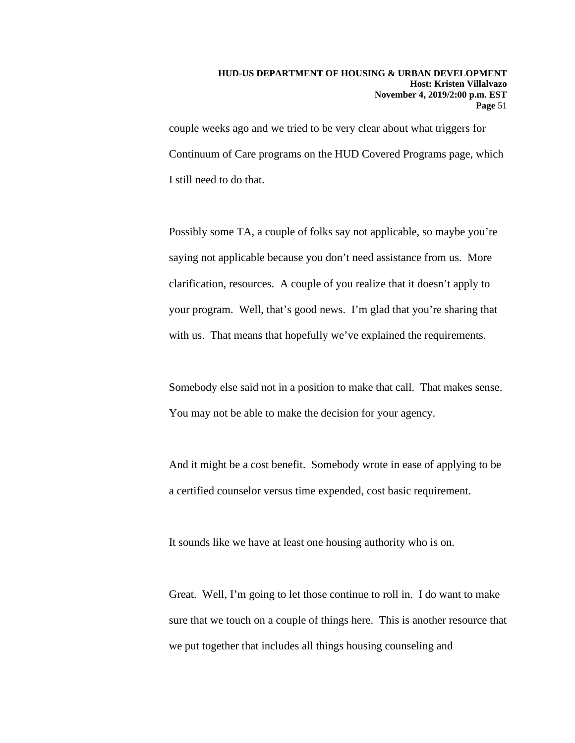couple weeks ago and we tried to be very clear about what triggers for Continuum of Care programs on the HUD Covered Programs page, which I still need to do that.

Possibly some TA, a couple of folks say not applicable, so maybe you're saying not applicable because you don't need assistance from us. More clarification, resources. A couple of you realize that it doesn't apply to your program. Well, that's good news. I'm glad that you're sharing that with us. That means that hopefully we've explained the requirements.

Somebody else said not in a position to make that call. That makes sense. You may not be able to make the decision for your agency.

And it might be a cost benefit. Somebody wrote in ease of applying to be a certified counselor versus time expended, cost basic requirement.

It sounds like we have at least one housing authority who is on.

Great. Well, I'm going to let those continue to roll in. I do want to make sure that we touch on a couple of things here. This is another resource that we put together that includes all things housing counseling and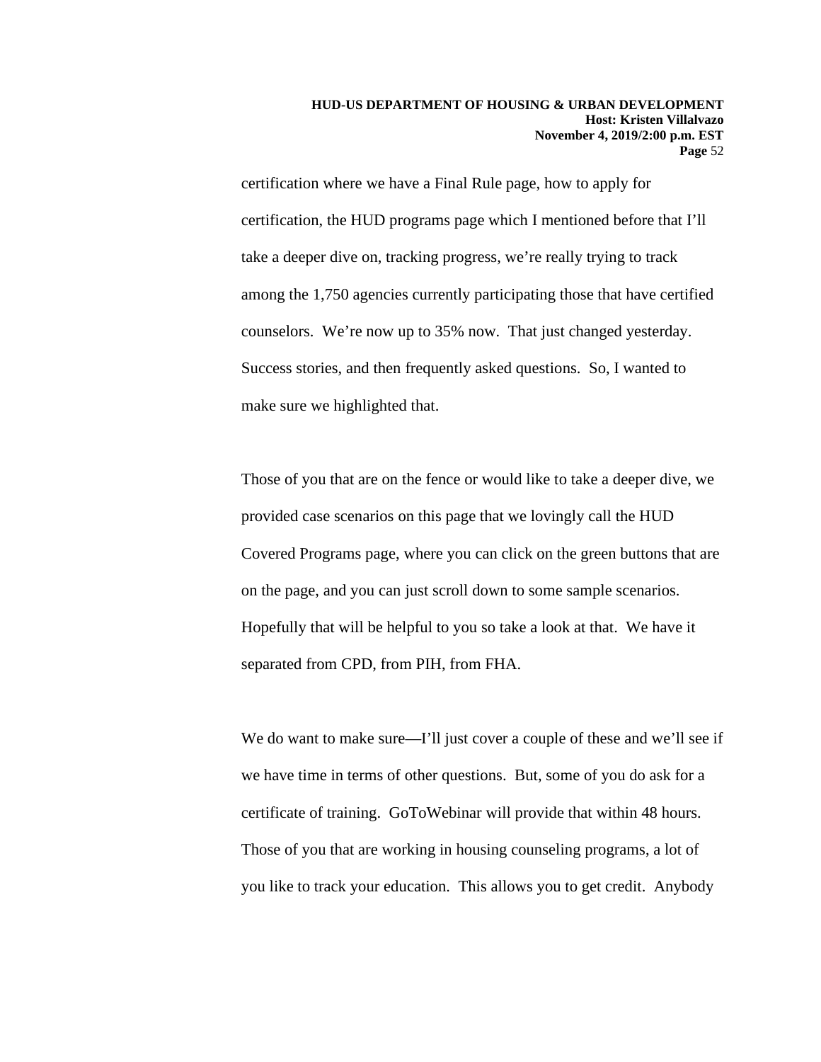certification where we have a Final Rule page, how to apply for certification, the HUD programs page which I mentioned before that I'll take a deeper dive on, tracking progress, we're really trying to track among the 1,750 agencies currently participating those that have certified counselors. We're now up to 35% now. That just changed yesterday. Success stories, and then frequently asked questions. So, I wanted to make sure we highlighted that.

Those of you that are on the fence or would like to take a deeper dive, we provided case scenarios on this page that we lovingly call the HUD Covered Programs page, where you can click on the green buttons that are on the page, and you can just scroll down to some sample scenarios. Hopefully that will be helpful to you so take a look at that. We have it separated from CPD, from PIH, from FHA.

We do want to make sure—I'll just cover a couple of these and we'll see if we have time in terms of other questions. But, some of you do ask for a certificate of training. GoToWebinar will provide that within 48 hours. Those of you that are working in housing counseling programs, a lot of you like to track your education. This allows you to get credit. Anybody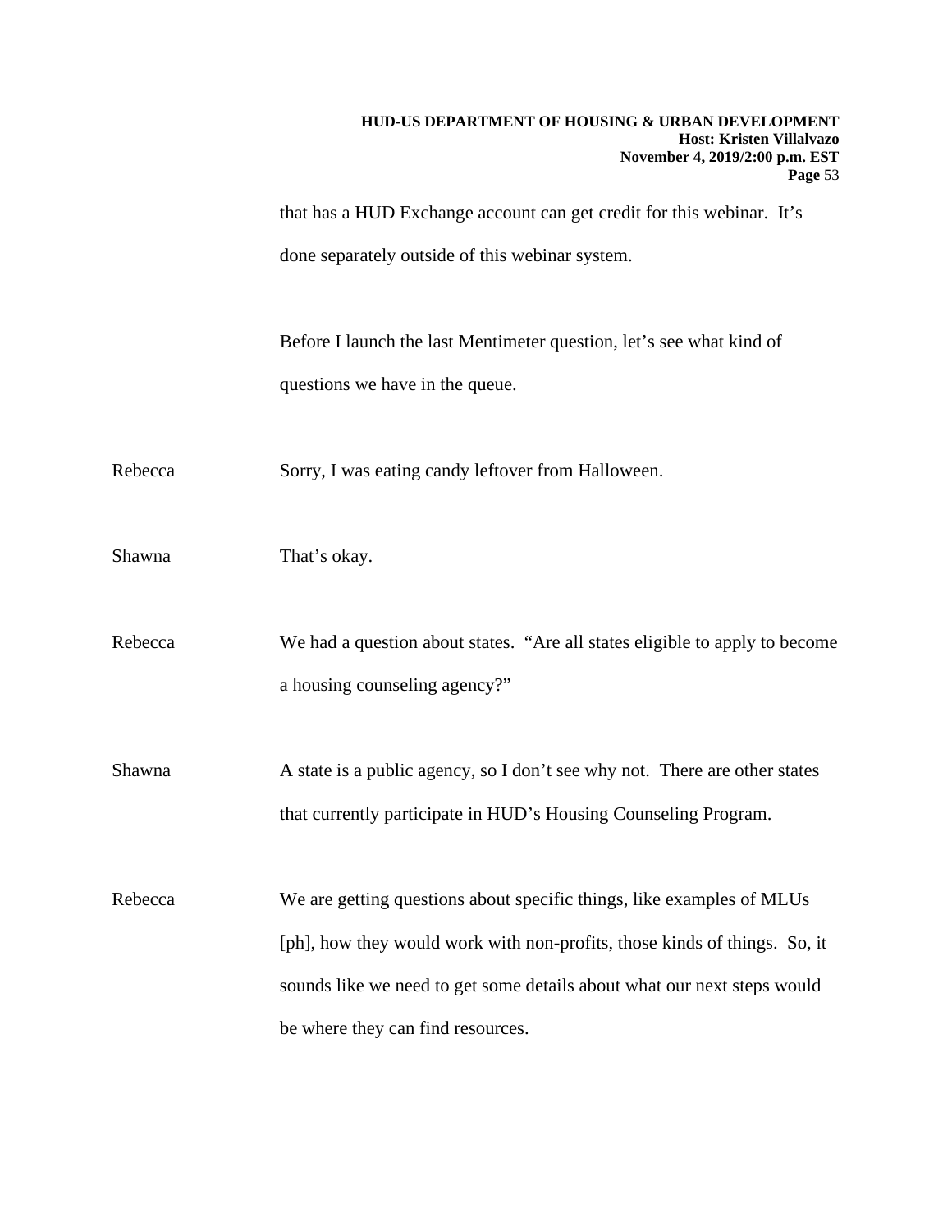that has a HUD Exchange account can get credit for this webinar. It's done separately outside of this webinar system.

Before I launch the last Mentimeter question, let's see what kind of questions we have in the queue.

Rebecca Sorry, I was eating candy leftover from Halloween.

Shawna That's okay.

Rebecca We had a question about states. "Are all states eligible to apply to become a housing counseling agency?"

Shawna A state is a public agency, so I don't see why not. There are other states that currently participate in HUD's Housing Counseling Program.

Rebecca We are getting questions about specific things, like examples of MLUs [ph], how they would work with non-profits, those kinds of things. So, it sounds like we need to get some details about what our next steps would be where they can find resources.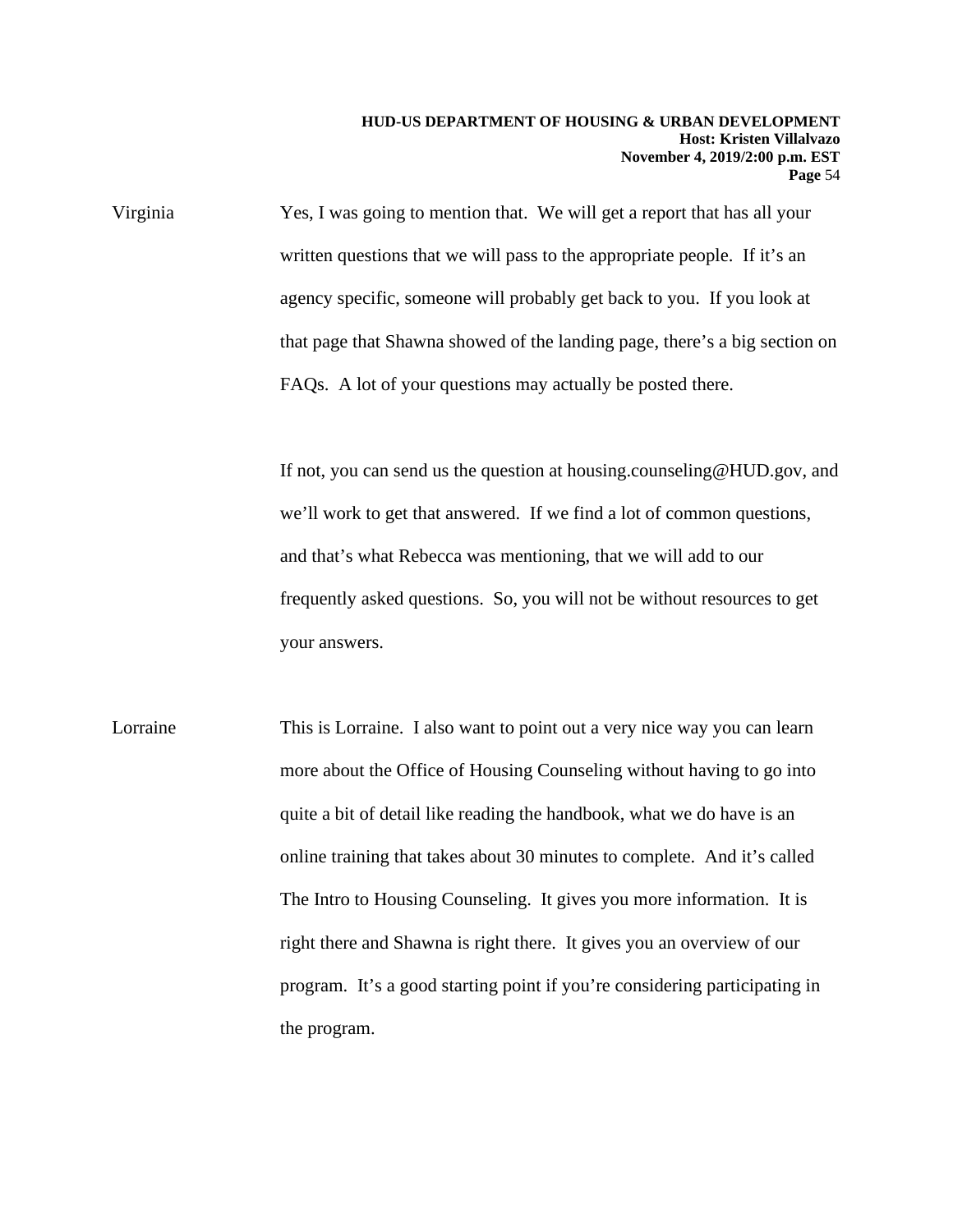Virginia: Yes, I was going to mention that. We will get a report that has all your written questions that we will pass to the appropriate people. If it's an agency specific, someone will probably get back to you. If you look at that page that Shawna showed of the landing page, there's a big section on FAQs. A lot of your questions may actually be posted there.

If not, you can send us the question at housing.counseling@HUD.gov, and we'll work to get that answered. If we find a lot of common questions, and that's what Rebecca was mentioning, that we will add to our frequently asked questions. So, you will not be without resources to get your answers.

Lorraine: This is Lorraine. I also want to point out a very nice way you can learn more about the Office of Housing Counseling without having to go into quite a bit of detail like reading the handbook, what we do have is an online training that takes about 30 minutes to complete. And it's called The Intro to Housing Counseling. It gives you more information. It is right there and Shawna is right there. It gives you an overview of our program. It's a good starting point if you're considering participating in the program.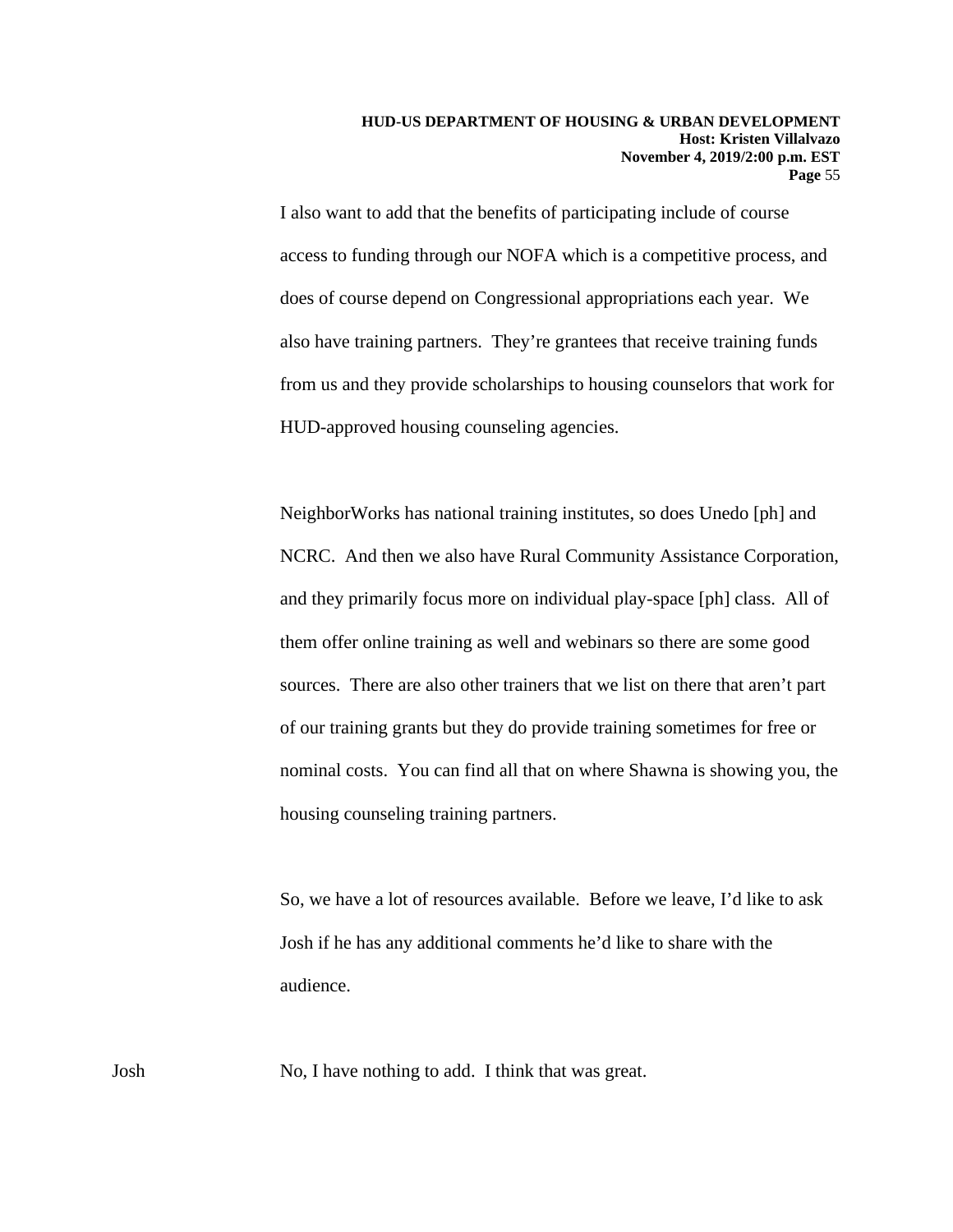I also want to add that the benefits of participating include of course access to funding through our NOFA which is a competitive process, and does of course depend on Congressional appropriations each year. We also have training partners. They're grantees that receive training funds from us and they provide scholarships to housing counselors that work for HUD-approved housing counseling agencies.

NeighborWorks has national training institutes, so does Unedo [ph] and NCRC. And then we also have Rural Community Assistance Corporation, and they primarily focus more on individual play-space [ph] class. All of them offer online training as well and webinars so there are some good sources. There are also other trainers that we list on there that aren't part of our training grants but they do provide training sometimes for free or nominal costs. You can find all that on where Shawna is showing you, the housing counseling training partners.

So, we have a lot of resources available. Before we leave, I'd like to ask Josh if he has any additional comments he'd like to share with the audience.

Josh: No, I have nothing to add. I think that was great.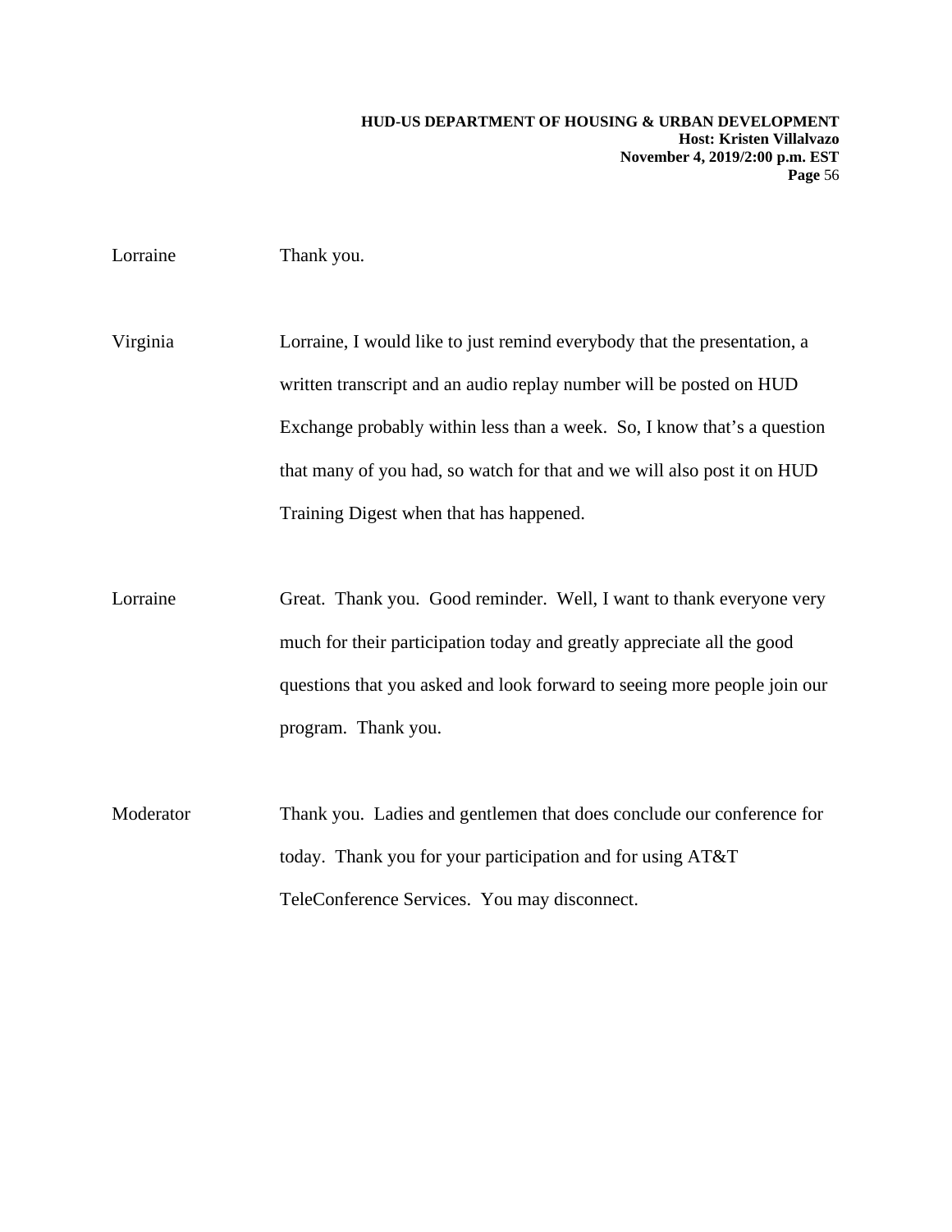Lorraine Thank you.

Virginia Lorraine, I would like to just remind everybody that the presentation, a written transcript and an audio replay number will be posted on HUD Exchange probably within less than a week. So, I know that's a question that many of you had, so watch for that and we will also post it on HUD Training Digest when that has happened.

Lorraine Great. Thank you. Good reminder. Well, I want to thank everyone very much for their participation today and greatly appreciate all the good questions that you asked and look forward to seeing more people join our program. Thank you.

Moderator Thank you. Ladies and gentlemen that does conclude our conference for today. Thank you for your participation and for using AT&T TeleConference Services. You may disconnect.